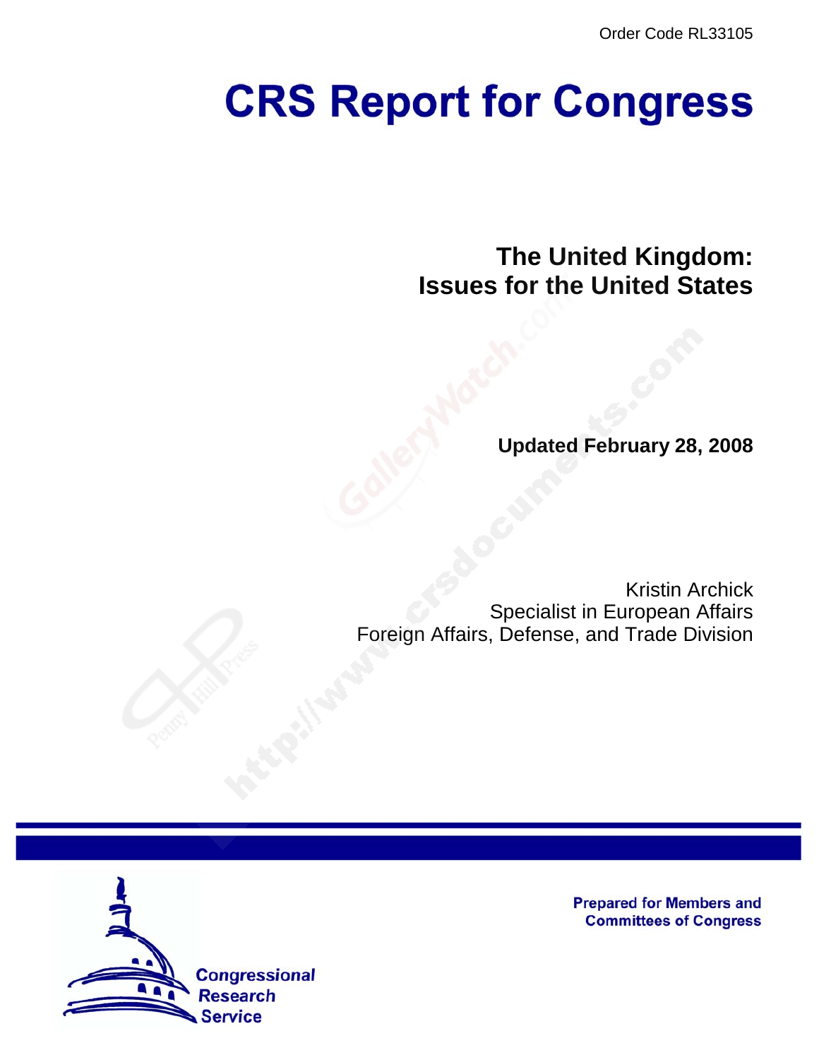Order Code RL33105

# CRS Report for Congress

## The United Kingdom: Issues for the United States

**Updated February 28, 2008**

Kristin Archick
Specialist in European Affairs
Foreign Affairs, Defense, and Trade Division

Prepared for Members and Committees of Congress

Congressional Research Service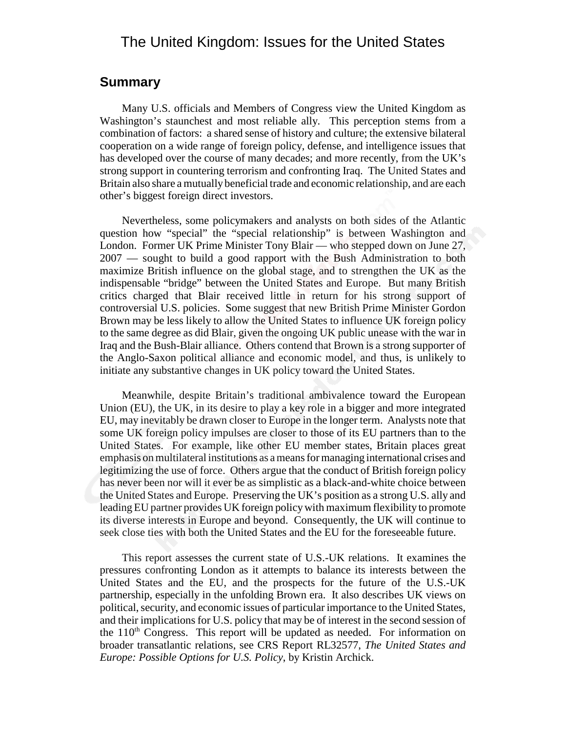# The United Kingdom: Issues for the United States

## Summary

Many U.S. officials and Members of Congress view the United Kingdom as Washington's staunchest and most reliable ally. This perception stems from a combination of factors: a shared sense of history and culture; the extensive bilateral cooperation on a wide range of foreign policy, defense, and intelligence issues that has developed over the course of many decades; and more recently, from the UK's strong support in countering terrorism and confronting Iraq. The United States and Britain also share a mutually beneficial trade and economic relationship, and are each other's biggest foreign direct investors.

Nevertheless, some policymakers and analysts on both sides of the Atlantic question how "special" the "special relationship" is between Washington and London. Former UK Prime Minister Tony Blair — who stepped down on June 27, 2007 — sought to build a good rapport with the Bush Administration to both maximize British influence on the global stage, and to strengthen the UK as the indispensable "bridge" between the United States and Europe. But many British critics charged that Blair received little in return for his strong support of controversial U.S. policies. Some suggest that new British Prime Minister Gordon Brown may be less likely to allow the United States to influence UK foreign policy to the same degree as did Blair, given the ongoing UK public unease with the war in Iraq and the Bush-Blair alliance. Others contend that Brown is a strong supporter of the Anglo-Saxon political alliance and economic model, and thus, is unlikely to initiate any substantive changes in UK policy toward the United States.

Meanwhile, despite Britain's traditional ambivalence toward the European Union (EU), the UK, in its desire to play a key role in a bigger and more integrated EU, may inevitably be drawn closer to Europe in the longer term. Analysts note that some UK foreign policy impulses are closer to those of its EU partners than to the United States. For example, like other EU member states, Britain places great emphasis on multilateral institutions as a means for managing international crises and legitimizing the use of force. Others argue that the conduct of British foreign policy has never been nor will it ever be as simplistic as a black-and-white choice between the United States and Europe. Preserving the UK's position as a strong U.S. ally and leading EU partner provides UK foreign policy with maximum flexibility to promote its diverse interests in Europe and beyond. Consequently, the UK will continue to seek close ties with both the United States and the EU for the foreseeable future.

This report assesses the current state of U.S.-UK relations. It examines the pressures confronting London as it attempts to balance its interests between the United States and the EU, and the prospects for the future of the U.S.-UK partnership, especially in the unfolding Brown era. It also describes UK views on political, security, and economic issues of particular importance to the United States, and their implications for U.S. policy that may be of interest in the second session of the 110th Congress. This report will be updated as needed. For information on broader transatlantic relations, see CRS Report RL32577, *The United States and Europe: Possible Options for U.S. Policy*, by Kristin Archick.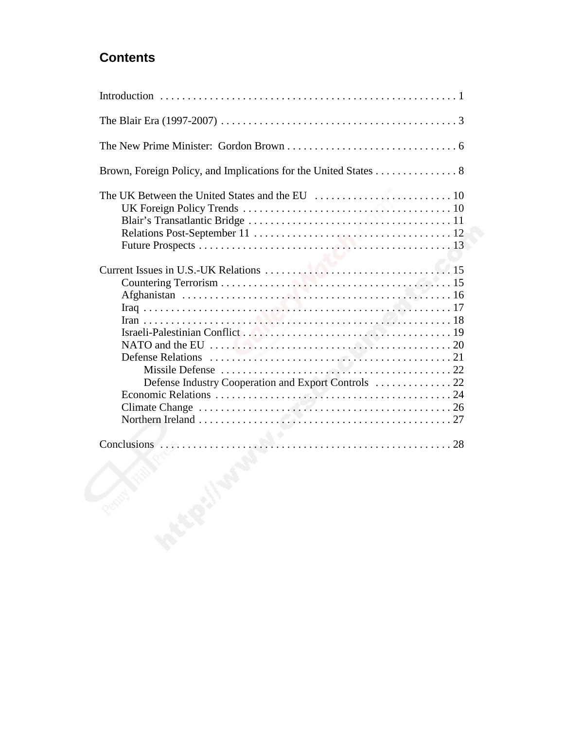# Contents

Introduction . . . . . . . . . . . . . . . . . . . . . . . . . . . . . . . . . . . . . . . . . . . . . . . . . . . . . . 1

The Blair Era (1997-2007) . . . . . . . . . . . . . . . . . . . . . . . . . . . . . . . . . . . . . . . . . . . . 3

The New Prime Minister: Gordon Brown . . . . . . . . . . . . . . . . . . . . . . . . . . . . . . . . 6

Brown, Foreign Policy, and Implications for the United States . . . . . . . . . . . . . . . 8

The UK Between the United States and the EU . . . . . . . . . . . . . . . . . . . . . . . . . 10
- UK Foreign Policy Trends . . . . . . . . . . . . . . . . . . . . . . . . . . . . . . . . . . . . . . . 10
- Blair's Transatlantic Bridge . . . . . . . . . . . . . . . . . . . . . . . . . . . . . . . . . . . . . . 11
- Relations Post-September 11 . . . . . . . . . . . . . . . . . . . . . . . . . . . . . . . . . . . . 12
- Future Prospects . . . . . . . . . . . . . . . . . . . . . . . . . . . . . . . . . . . . . . . . . . . . . . 13

Current Issues in U.S.-UK Relations . . . . . . . . . . . . . . . . . . . . . . . . . . . . . . . . . . 15
- Countering Terrorism . . . . . . . . . . . . . . . . . . . . . . . . . . . . . . . . . . . . . . . . . . . 15
- Afghanistan . . . . . . . . . . . . . . . . . . . . . . . . . . . . . . . . . . . . . . . . . . . . . . . . . 16
- Iraq . . . . . . . . . . . . . . . . . . . . . . . . . . . . . . . . . . . . . . . . . . . . . . . . . . . . . . . . 17
- Iran . . . . . . . . . . . . . . . . . . . . . . . . . . . . . . . . . . . . . . . . . . . . . . . . . . . . . . . . 18
- Israeli-Palestinian Conflict . . . . . . . . . . . . . . . . . . . . . . . . . . . . . . . . . . . . . . . 19
- NATO and the EU . . . . . . . . . . . . . . . . . . . . . . . . . . . . . . . . . . . . . . . . . . . . . 20
- Defense Relations . . . . . . . . . . . . . . . . . . . . . . . . . . . . . . . . . . . . . . . . . . . . . 21
  - Missile Defense . . . . . . . . . . . . . . . . . . . . . . . . . . . . . . . . . . . . . . . . . . . 22
  - Defense Industry Cooperation and Export Controls . . . . . . . . . . . . . . 22
- Economic Relations . . . . . . . . . . . . . . . . . . . . . . . . . . . . . . . . . . . . . . . . . . . . 24
- Climate Change . . . . . . . . . . . . . . . . . . . . . . . . . . . . . . . . . . . . . . . . . . . . . . . 26
- Northern Ireland . . . . . . . . . . . . . . . . . . . . . . . . . . . . . . . . . . . . . . . . . . . . . . . 27

Conclusions . . . . . . . . . . . . . . . . . . . . . . . . . . . . . . . . . . . . . . . . . . . . . . . . . . . . . 28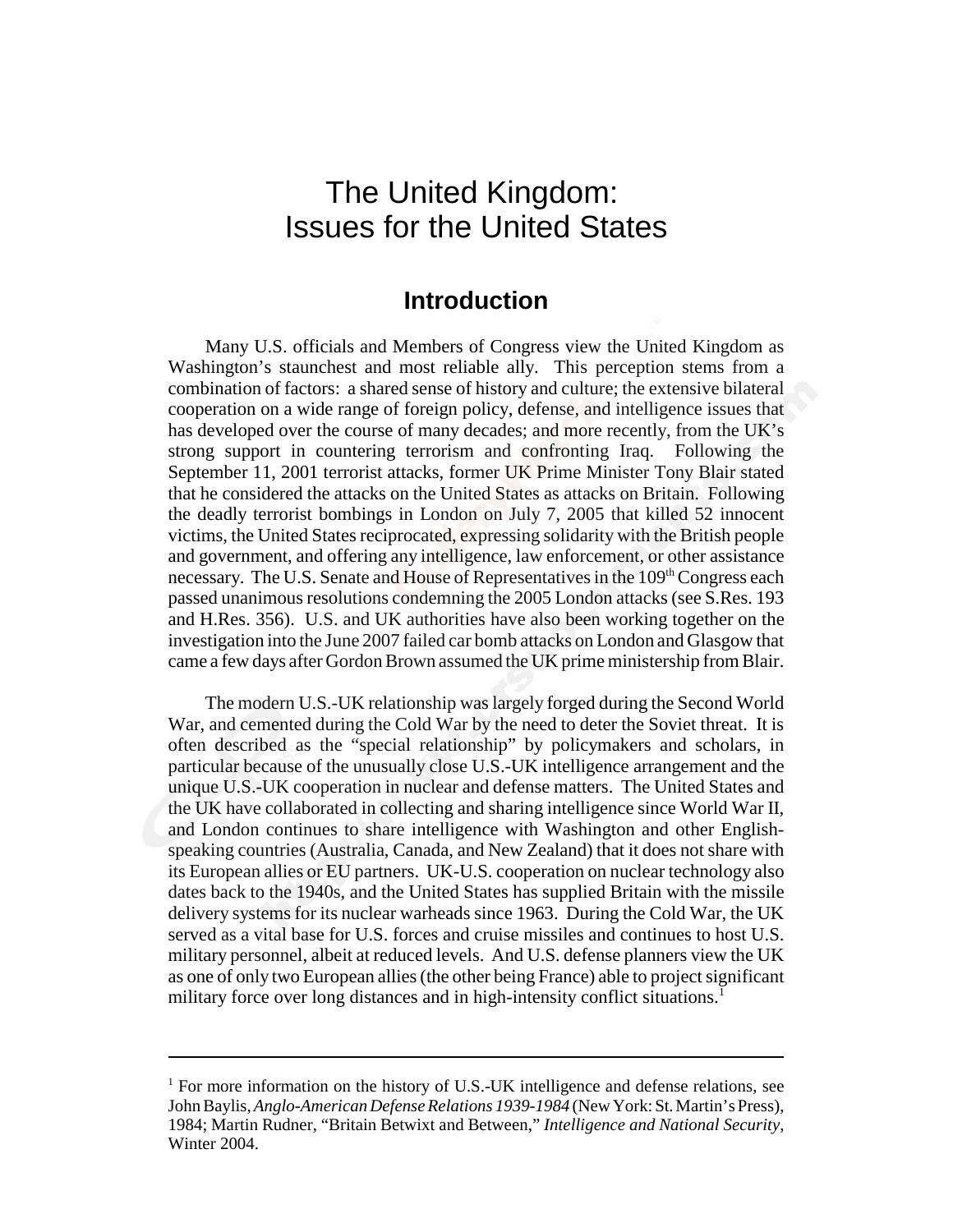# The United Kingdom: Issues for the United States

## Introduction

Many U.S. officials and Members of Congress view the United Kingdom as Washington's staunchest and most reliable ally. This perception stems from a combination of factors: a shared sense of history and culture; the extensive bilateral cooperation on a wide range of foreign policy, defense, and intelligence issues that has developed over the course of many decades; and more recently, from the UK's strong support in countering terrorism and confronting Iraq. Following the September 11, 2001 terrorist attacks, former UK Prime Minister Tony Blair stated that he considered the attacks on the United States as attacks on Britain. Following the deadly terrorist bombings in London on July 7, 2005 that killed 52 innocent victims, the United States reciprocated, expressing solidarity with the British people and government, and offering any intelligence, law enforcement, or other assistance necessary. The U.S. Senate and House of Representatives in the 109th Congress each passed unanimous resolutions condemning the 2005 London attacks (see S.Res. 193 and H.Res. 356). U.S. and UK authorities have also been working together on the investigation into the June 2007 failed car bomb attacks on London and Glasgow that came a few days after Gordon Brown assumed the UK prime ministership from Blair.

The modern U.S.-UK relationship was largely forged during the Second World War, and cemented during the Cold War by the need to deter the Soviet threat. It is often described as the "special relationship" by policymakers and scholars, in particular because of the unusually close U.S.-UK intelligence arrangement and the unique U.S.-UK cooperation in nuclear and defense matters. The United States and the UK have collaborated in collecting and sharing intelligence since World War II, and London continues to share intelligence with Washington and other English-speaking countries (Australia, Canada, and New Zealand) that it does not share with its European allies or EU partners. UK-U.S. cooperation on nuclear technology also dates back to the 1940s, and the United States has supplied Britain with the missile delivery systems for its nuclear warheads since 1963. During the Cold War, the UK served as a vital base for U.S. forces and cruise missiles and continues to host U.S. military personnel, albeit at reduced levels. And U.S. defense planners view the UK as one of only two European allies (the other being France) able to project significant military force over long distances and in high-intensity conflict situations.[1]

---

[1] For more information on the history of U.S.-UK intelligence and defense relations, see John Baylis, *Anglo-American Defense Relations 1939-1984* (New York: St. Martin's Press), 1984; Martin Rudner, "Britain Betwixt and Between," *Intelligence and National Security*, Winter 2004.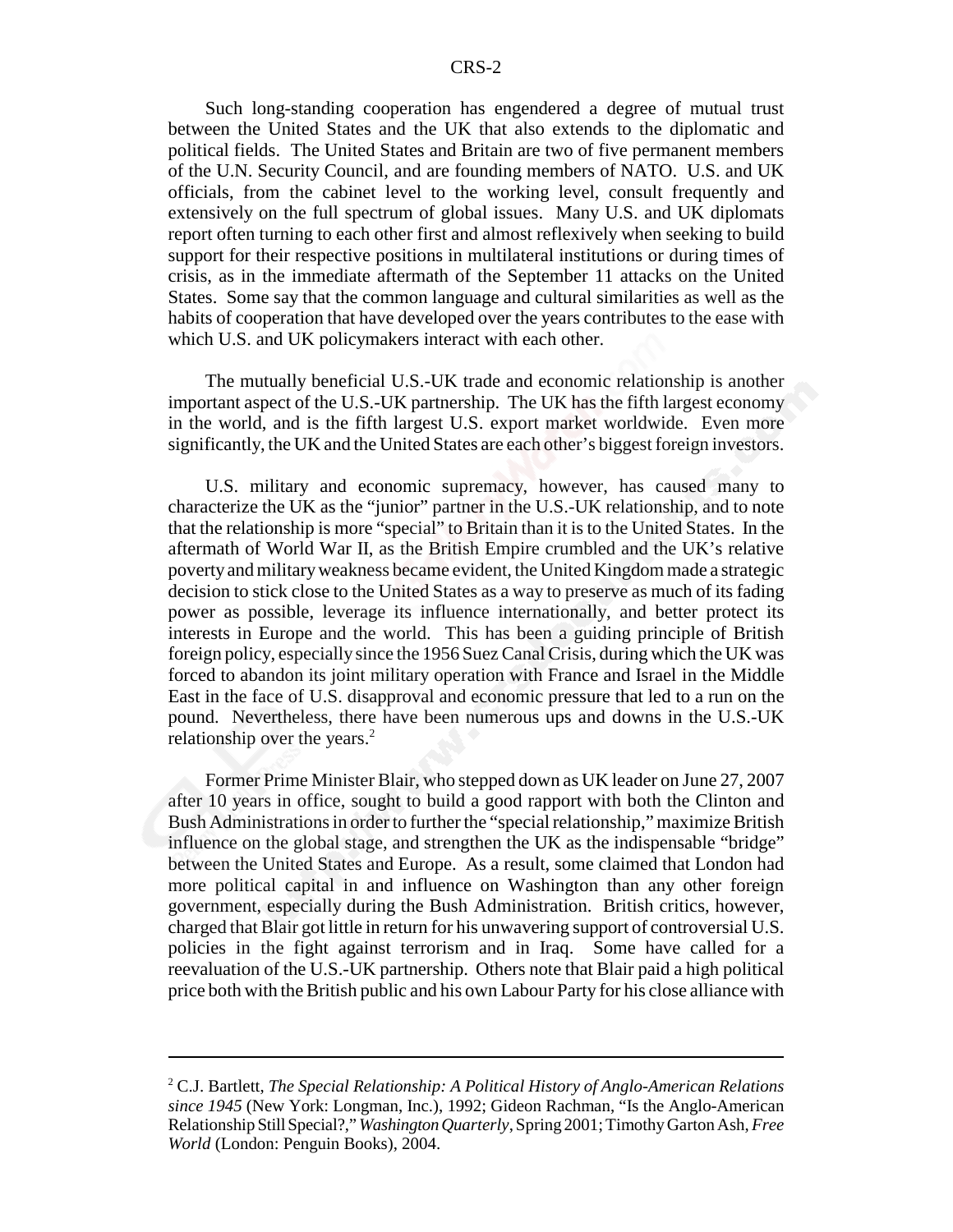Such long-standing cooperation has engendered a degree of mutual trust between the United States and the UK that also extends to the diplomatic and political fields. The United States and Britain are two of five permanent members of the U.N. Security Council, and are founding members of NATO. U.S. and UK officials, from the cabinet level to the working level, consult frequently and extensively on the full spectrum of global issues. Many U.S. and UK diplomats report often turning to each other first and almost reflexively when seeking to build support for their respective positions in multilateral institutions or during times of crisis, as in the immediate aftermath of the September 11 attacks on the United States. Some say that the common language and cultural similarities as well as the habits of cooperation that have developed over the years contributes to the ease with which U.S. and UK policymakers interact with each other.

The mutually beneficial U.S.-UK trade and economic relationship is another important aspect of the U.S.-UK partnership. The UK has the fifth largest economy in the world, and is the fifth largest U.S. export market worldwide. Even more significantly, the UK and the United States are each other's biggest foreign investors.

U.S. military and economic supremacy, however, has caused many to characterize the UK as the "junior" partner in the U.S.-UK relationship, and to note that the relationship is more "special" to Britain than it is to the United States. In the aftermath of World War II, as the British Empire crumbled and the UK's relative poverty and military weakness became evident, the United Kingdom made a strategic decision to stick close to the United States as a way to preserve as much of its fading power as possible, leverage its influence internationally, and better protect its interests in Europe and the world. This has been a guiding principle of British foreign policy, especially since the 1956 Suez Canal Crisis, during which the UK was forced to abandon its joint military operation with France and Israel in the Middle East in the face of U.S. disapproval and economic pressure that led to a run on the pound. Nevertheless, there have been numerous ups and downs in the U.S.-UK relationship over the years.[2]

Former Prime Minister Blair, who stepped down as UK leader on June 27, 2007 after 10 years in office, sought to build a good rapport with both the Clinton and Bush Administrations in order to further the "special relationship," maximize British influence on the global stage, and strengthen the UK as the indispensable "bridge" between the United States and Europe. As a result, some claimed that London had more political capital in and influence on Washington than any other foreign government, especially during the Bush Administration. British critics, however, charged that Blair got little in return for his unwavering support of controversial U.S. policies in the fight against terrorism and in Iraq. Some have called for a reevaluation of the U.S.-UK partnership. Others note that Blair paid a high political price both with the British public and his own Labour Party for his close alliance with

---

[2] C.J. Bartlett, *The Special Relationship: A Political History of Anglo-American Relations since 1945* (New York: Longman, Inc.), 1992; Gideon Rachman, "Is the Anglo-American Relationship Still Special?," *Washington Quarterly*, Spring 2001; Timothy Garton Ash, *Free World* (London: Penguin Books), 2004.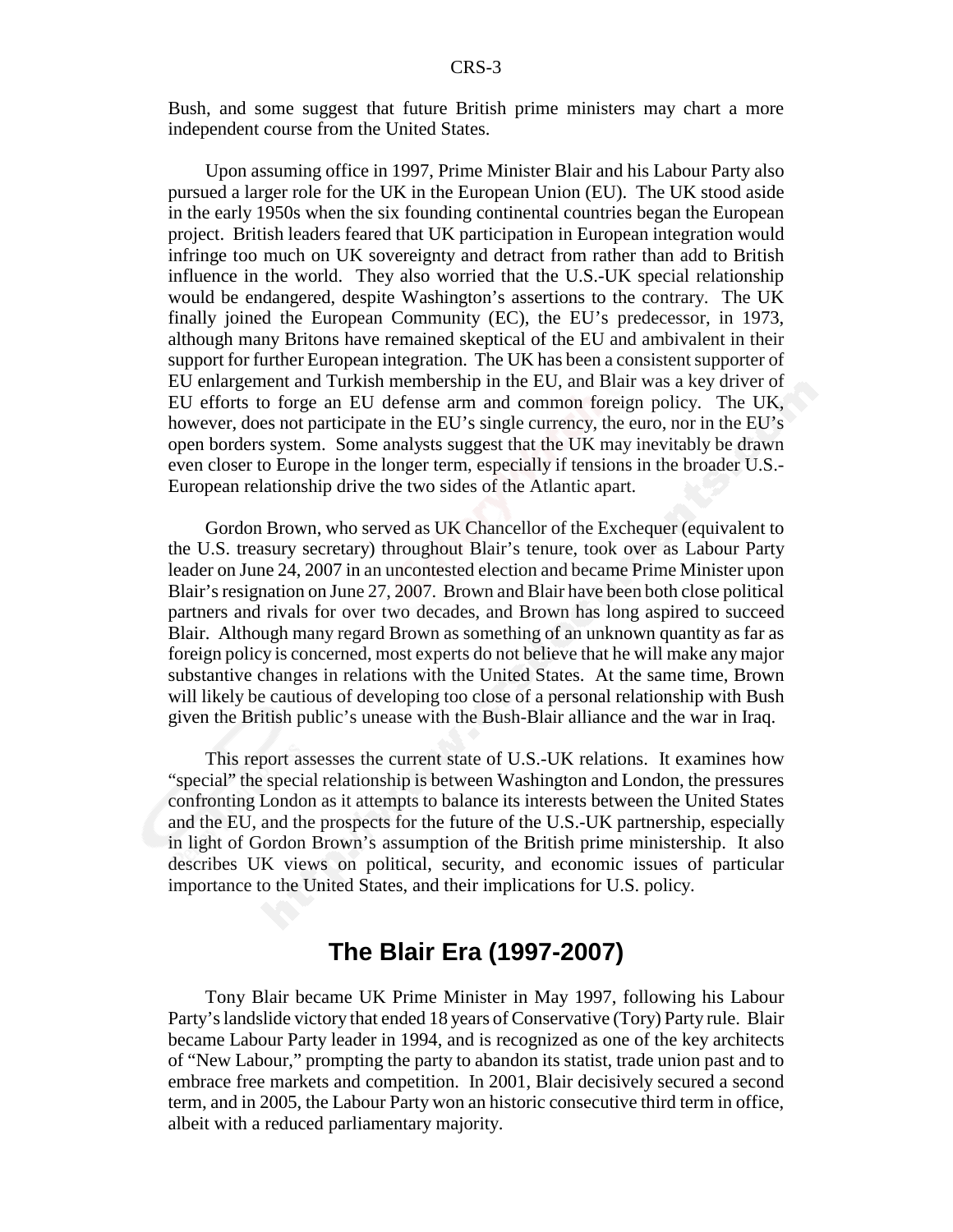Bush, and some suggest that future British prime ministers may chart a more independent course from the United States.

Upon assuming office in 1997, Prime Minister Blair and his Labour Party also pursued a larger role for the UK in the European Union (EU). The UK stood aside in the early 1950s when the six founding continental countries began the European project. British leaders feared that UK participation in European integration would infringe too much on UK sovereignty and detract from rather than add to British influence in the world. They also worried that the U.S.-UK special relationship would be endangered, despite Washington's assertions to the contrary. The UK finally joined the European Community (EC), the EU's predecessor, in 1973, although many Britons have remained skeptical of the EU and ambivalent in their support for further European integration. The UK has been a consistent supporter of EU enlargement and Turkish membership in the EU, and Blair was a key driver of EU efforts to forge an EU defense arm and common foreign policy. The UK, however, does not participate in the EU's single currency, the euro, nor in the EU's open borders system. Some analysts suggest that the UK may inevitably be drawn even closer to Europe in the longer term, especially if tensions in the broader U.S.-European relationship drive the two sides of the Atlantic apart.

Gordon Brown, who served as UK Chancellor of the Exchequer (equivalent to the U.S. treasury secretary) throughout Blair's tenure, took over as Labour Party leader on June 24, 2007 in an uncontested election and became Prime Minister upon Blair's resignation on June 27, 2007. Brown and Blair have been both close political partners and rivals for over two decades, and Brown has long aspired to succeed Blair. Although many regard Brown as something of an unknown quantity as far as foreign policy is concerned, most experts do not believe that he will make any major substantive changes in relations with the United States. At the same time, Brown will likely be cautious of developing too close of a personal relationship with Bush given the British public's unease with the Bush-Blair alliance and the war in Iraq.

This report assesses the current state of U.S.-UK relations. It examines how "special" the special relationship is between Washington and London, the pressures confronting London as it attempts to balance its interests between the United States and the EU, and the prospects for the future of the U.S.-UK partnership, especially in light of Gordon Brown's assumption of the British prime ministership. It also describes UK views on political, security, and economic issues of particular importance to the United States, and their implications for U.S. policy.

## The Blair Era (1997-2007)

Tony Blair became UK Prime Minister in May 1997, following his Labour Party's landslide victory that ended 18 years of Conservative (Tory) Party rule. Blair became Labour Party leader in 1994, and is recognized as one of the key architects of "New Labour," prompting the party to abandon its statist, trade union past and to embrace free markets and competition. In 2001, Blair decisively secured a second term, and in 2005, the Labour Party won an historic consecutive third term in office, albeit with a reduced parliamentary majority.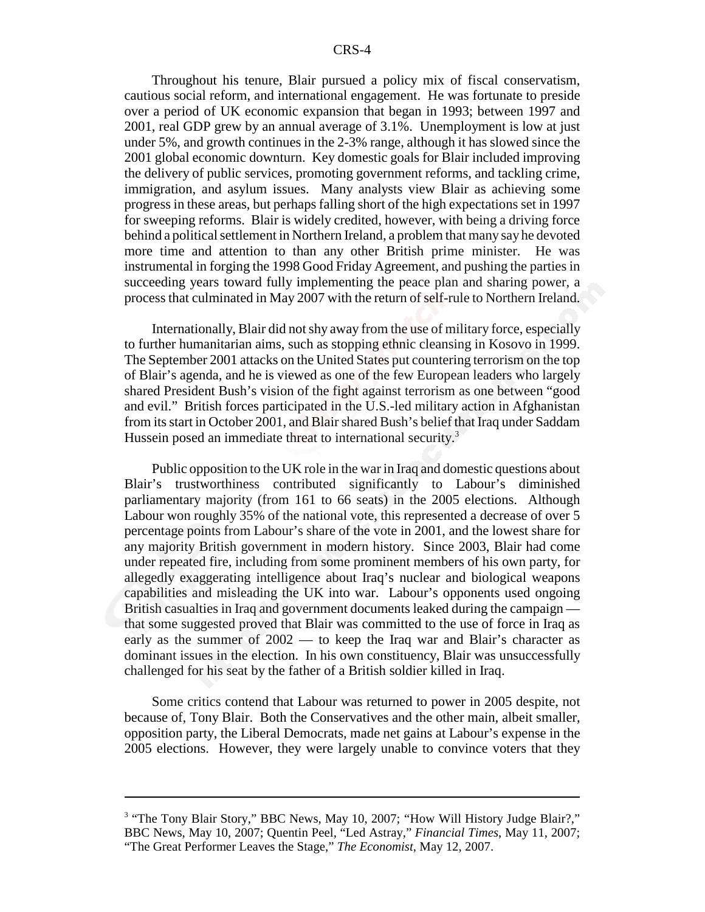Throughout his tenure, Blair pursued a policy mix of fiscal conservatism, cautious social reform, and international engagement. He was fortunate to preside over a period of UK economic expansion that began in 1993; between 1997 and 2001, real GDP grew by an annual average of 3.1%. Unemployment is low at just under 5%, and growth continues in the 2-3% range, although it has slowed since the 2001 global economic downturn. Key domestic goals for Blair included improving the delivery of public services, promoting government reforms, and tackling crime, immigration, and asylum issues. Many analysts view Blair as achieving some progress in these areas, but perhaps falling short of the high expectations set in 1997 for sweeping reforms. Blair is widely credited, however, with being a driving force behind a political settlement in Northern Ireland, a problem that many say he devoted more time and attention to than any other British prime minister. He was instrumental in forging the 1998 Good Friday Agreement, and pushing the parties in succeeding years toward fully implementing the peace plan and sharing power, a process that culminated in May 2007 with the return of self-rule to Northern Ireland.

Internationally, Blair did not shy away from the use of military force, especially to further humanitarian aims, such as stopping ethnic cleansing in Kosovo in 1999. The September 2001 attacks on the United States put countering terrorism on the top of Blair's agenda, and he is viewed as one of the few European leaders who largely shared President Bush's vision of the fight against terrorism as one between "good and evil." British forces participated in the U.S.-led military action in Afghanistan from its start in October 2001, and Blair shared Bush's belief that Iraq under Saddam Hussein posed an immediate threat to international security.[3]

Public opposition to the UK role in the war in Iraq and domestic questions about Blair's trustworthiness contributed significantly to Labour's diminished parliamentary majority (from 161 to 66 seats) in the 2005 elections. Although Labour won roughly 35% of the national vote, this represented a decrease of over 5 percentage points from Labour's share of the vote in 2001, and the lowest share for any majority British government in modern history. Since 2003, Blair had come under repeated fire, including from some prominent members of his own party, for allegedly exaggerating intelligence about Iraq's nuclear and biological weapons capabilities and misleading the UK into war. Labour's opponents used ongoing British casualties in Iraq and government documents leaked during the campaign — that some suggested proved that Blair was committed to the use of force in Iraq as early as the summer of 2002 — to keep the Iraq war and Blair's character as dominant issues in the election. In his own constituency, Blair was unsuccessfully challenged for his seat by the father of a British soldier killed in Iraq.

Some critics contend that Labour was returned to power in 2005 despite, not because of, Tony Blair. Both the Conservatives and the other main, albeit smaller, opposition party, the Liberal Democrats, made net gains at Labour's expense in the 2005 elections. However, they were largely unable to convince voters that they

---

[3] "The Tony Blair Story," BBC News, May 10, 2007; "How Will History Judge Blair?," BBC News, May 10, 2007; Quentin Peel, "Led Astray," *Financial Times*, May 11, 2007; "The Great Performer Leaves the Stage," *The Economist*, May 12, 2007.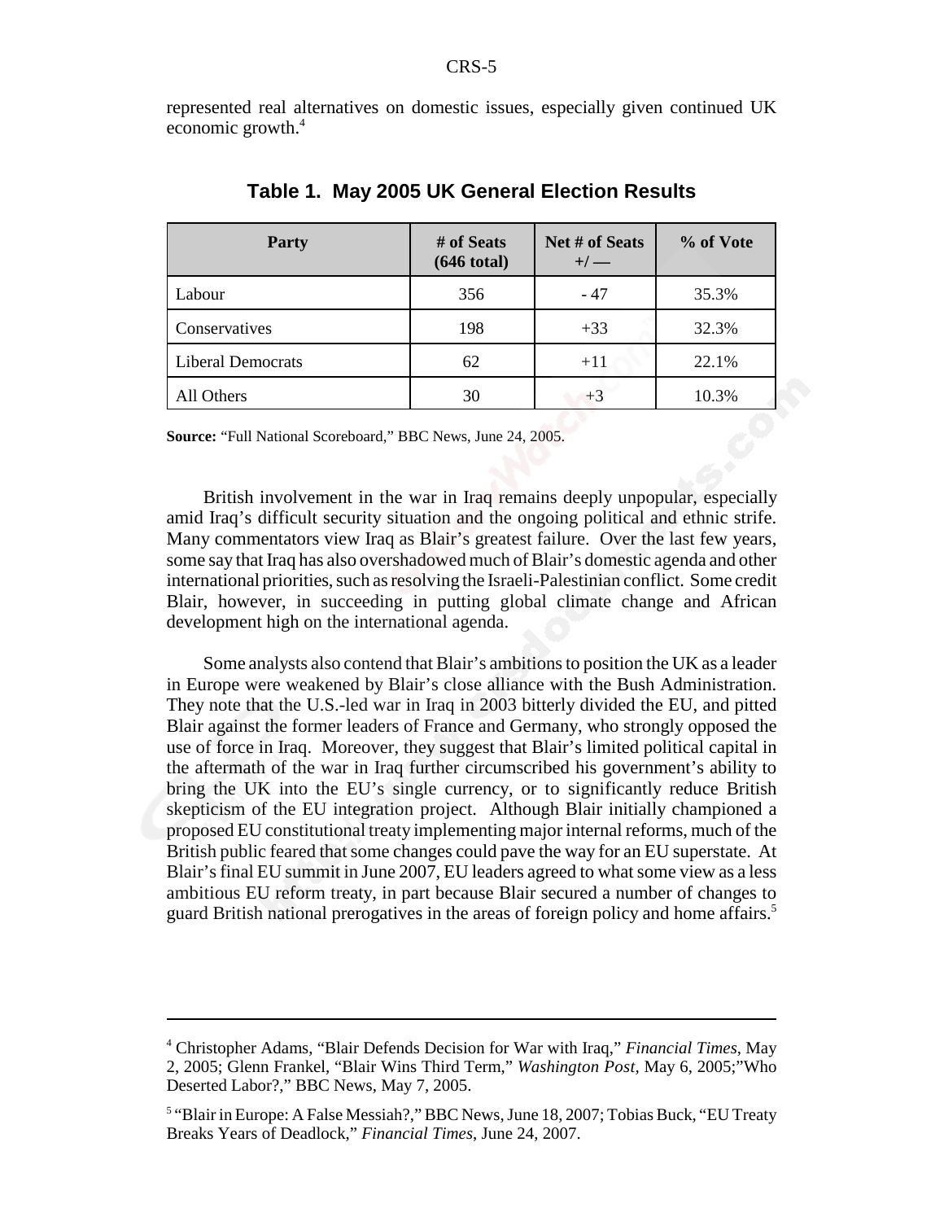represented real alternatives on domestic issues, especially given continued UK economic growth.[4]

**Table 1. May 2005 UK General Election Results**

| Party | # of Seats (646 total) | Net # of Seats +/ — | % of Vote |
|---|---|---|---|
| Labour | 356 | - 47 | 35.3% |
| Conservatives | 198 | +33 | 32.3% |
| Liberal Democrats | 62 | +11 | 22.1% |
| All Others | 30 | +3 | 10.3% |

**Source:** "Full National Scoreboard," BBC News, June 24, 2005.

British involvement in the war in Iraq remains deeply unpopular, especially amid Iraq's difficult security situation and the ongoing political and ethnic strife. Many commentators view Iraq as Blair's greatest failure. Over the last few years, some say that Iraq has also overshadowed much of Blair's domestic agenda and other international priorities, such as resolving the Israeli-Palestinian conflict. Some credit Blair, however, in succeeding in putting global climate change and African development high on the international agenda.

Some analysts also contend that Blair's ambitions to position the UK as a leader in Europe were weakened by Blair's close alliance with the Bush Administration. They note that the U.S.-led war in Iraq in 2003 bitterly divided the EU, and pitted Blair against the former leaders of France and Germany, who strongly opposed the use of force in Iraq. Moreover, they suggest that Blair's limited political capital in the aftermath of the war in Iraq further circumscribed his government's ability to bring the UK into the EU's single currency, or to significantly reduce British skepticism of the EU integration project. Although Blair initially championed a proposed EU constitutional treaty implementing major internal reforms, much of the British public feared that some changes could pave the way for an EU superstate. At Blair's final EU summit in June 2007, EU leaders agreed to what some view as a less ambitious EU reform treaty, in part because Blair secured a number of changes to guard British national prerogatives in the areas of foreign policy and home affairs.[5]

---

[4] Christopher Adams, "Blair Defends Decision for War with Iraq," *Financial Times*, May 2, 2005; Glenn Frankel, "Blair Wins Third Term," *Washington Post*, May 6, 2005;"Who Deserted Labor?," BBC News, May 7, 2005.

[5] "Blair in Europe: A False Messiah?," BBC News, June 18, 2007; Tobias Buck, "EU Treaty Breaks Years of Deadlock," *Financial Times*, June 24, 2007.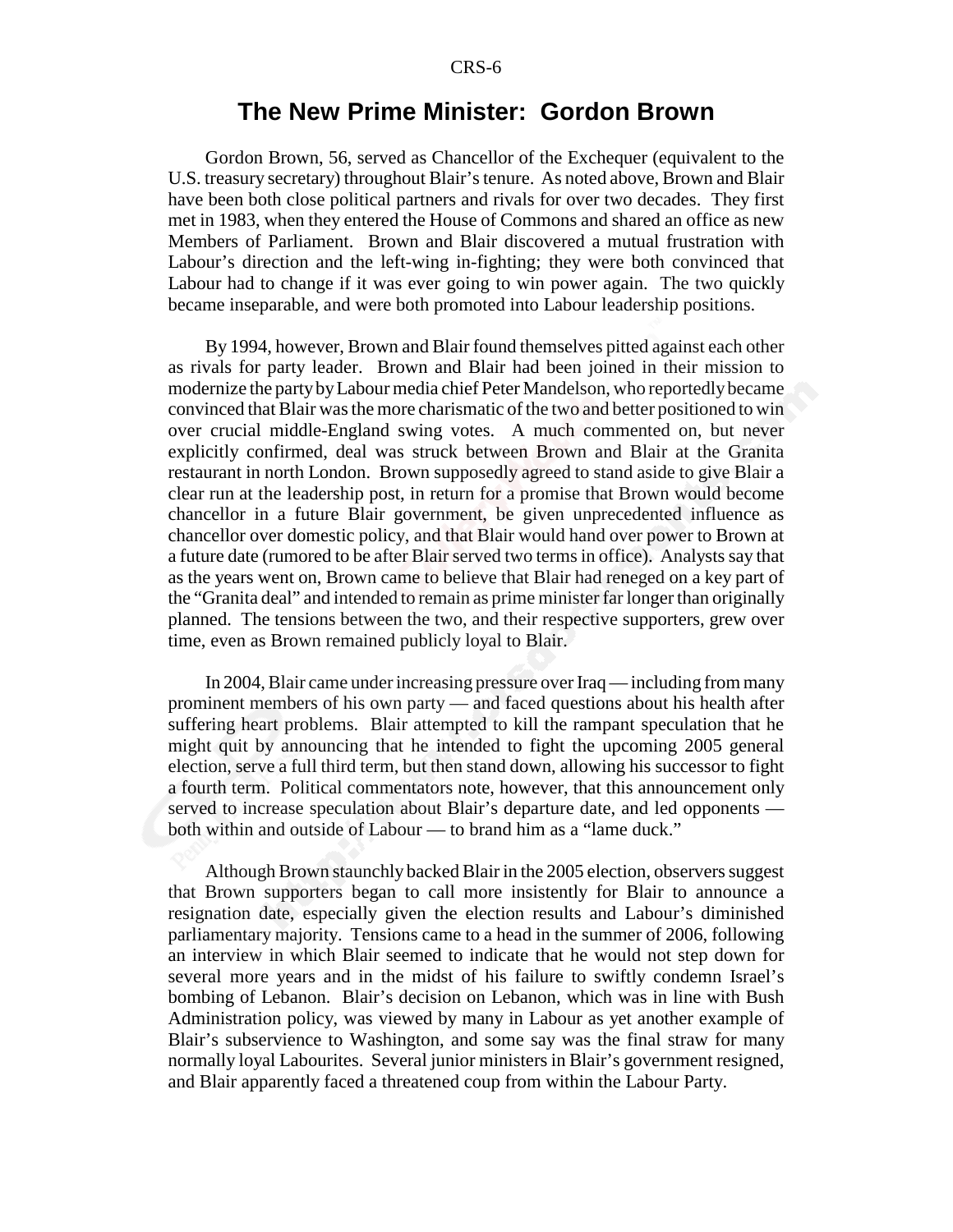## The New Prime Minister: Gordon Brown

Gordon Brown, 56, served as Chancellor of the Exchequer (equivalent to the U.S. treasury secretary) throughout Blair's tenure. As noted above, Brown and Blair have been both close political partners and rivals for over two decades. They first met in 1983, when they entered the House of Commons and shared an office as new Members of Parliament. Brown and Blair discovered a mutual frustration with Labour's direction and the left-wing in-fighting; they were both convinced that Labour had to change if it was ever going to win power again. The two quickly became inseparable, and were both promoted into Labour leadership positions.

By 1994, however, Brown and Blair found themselves pitted against each other as rivals for party leader. Brown and Blair had been joined in their mission to modernize the party by Labour media chief Peter Mandelson, who reportedly became convinced that Blair was the more charismatic of the two and better positioned to win over crucial middle-England swing votes. A much commented on, but never explicitly confirmed, deal was struck between Brown and Blair at the Granita restaurant in north London. Brown supposedly agreed to stand aside to give Blair a clear run at the leadership post, in return for a promise that Brown would become chancellor in a future Blair government, be given unprecedented influence as chancellor over domestic policy, and that Blair would hand over power to Brown at a future date (rumored to be after Blair served two terms in office). Analysts say that as the years went on, Brown came to believe that Blair had reneged on a key part of the "Granita deal" and intended to remain as prime minister far longer than originally planned. The tensions between the two, and their respective supporters, grew over time, even as Brown remained publicly loyal to Blair.

In 2004, Blair came under increasing pressure over Iraq — including from many prominent members of his own party — and faced questions about his health after suffering heart problems. Blair attempted to kill the rampant speculation that he might quit by announcing that he intended to fight the upcoming 2005 general election, serve a full third term, but then stand down, allowing his successor to fight a fourth term. Political commentators note, however, that this announcement only served to increase speculation about Blair's departure date, and led opponents — both within and outside of Labour — to brand him as a "lame duck."

Although Brown staunchly backed Blair in the 2005 election, observers suggest that Brown supporters began to call more insistently for Blair to announce a resignation date, especially given the election results and Labour's diminished parliamentary majority. Tensions came to a head in the summer of 2006, following an interview in which Blair seemed to indicate that he would not step down for several more years and in the midst of his failure to swiftly condemn Israel's bombing of Lebanon. Blair's decision on Lebanon, which was in line with Bush Administration policy, was viewed by many in Labour as yet another example of Blair's subservience to Washington, and some say was the final straw for many normally loyal Labourites. Several junior ministers in Blair's government resigned, and Blair apparently faced a threatened coup from within the Labour Party.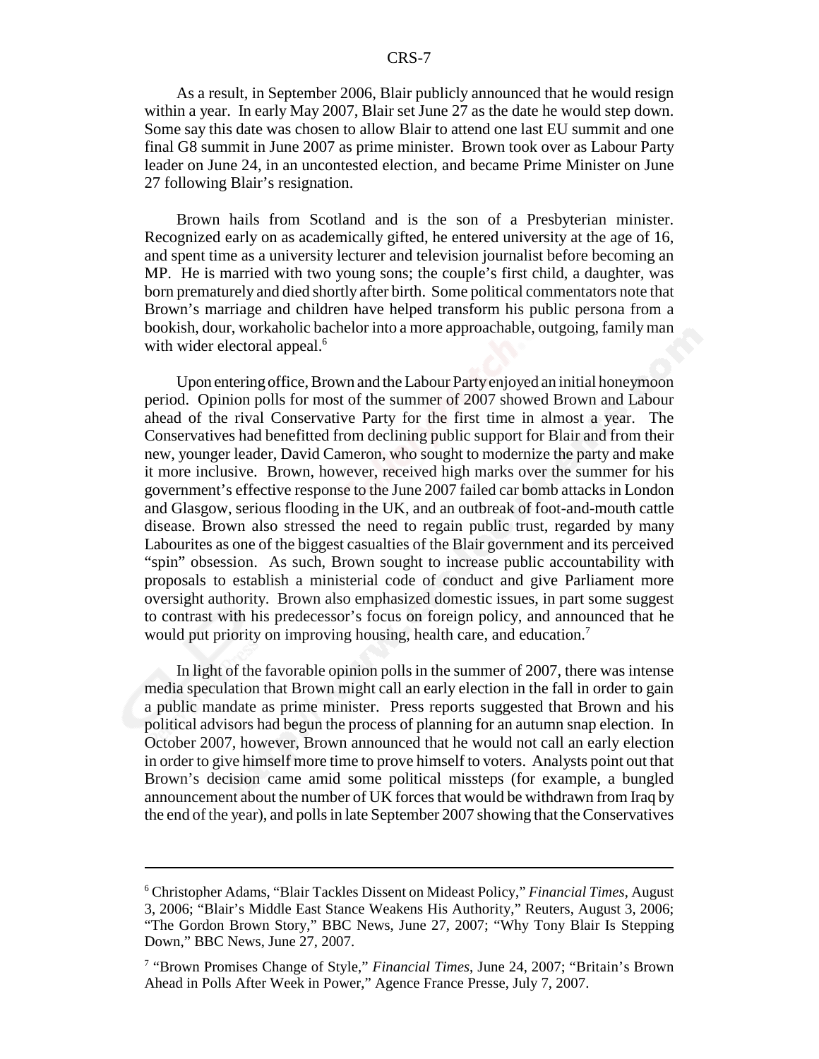As a result, in September 2006, Blair publicly announced that he would resign within a year. In early May 2007, Blair set June 27 as the date he would step down. Some say this date was chosen to allow Blair to attend one last EU summit and one final G8 summit in June 2007 as prime minister. Brown took over as Labour Party leader on June 24, in an uncontested election, and became Prime Minister on June 27 following Blair's resignation.

Brown hails from Scotland and is the son of a Presbyterian minister. Recognized early on as academically gifted, he entered university at the age of 16, and spent time as a university lecturer and television journalist before becoming an MP. He is married with two young sons; the couple's first child, a daughter, was born prematurely and died shortly after birth. Some political commentators note that Brown's marriage and children have helped transform his public persona from a bookish, dour, workaholic bachelor into a more approachable, outgoing, family man with wider electoral appeal.[6]

Upon entering office, Brown and the Labour Party enjoyed an initial honeymoon period. Opinion polls for most of the summer of 2007 showed Brown and Labour ahead of the rival Conservative Party for the first time in almost a year. The Conservatives had benefitted from declining public support for Blair and from their new, younger leader, David Cameron, who sought to modernize the party and make it more inclusive. Brown, however, received high marks over the summer for his government's effective response to the June 2007 failed car bomb attacks in London and Glasgow, serious flooding in the UK, and an outbreak of foot-and-mouth cattle disease. Brown also stressed the need to regain public trust, regarded by many Labourites as one of the biggest casualties of the Blair government and its perceived "spin" obsession. As such, Brown sought to increase public accountability with proposals to establish a ministerial code of conduct and give Parliament more oversight authority. Brown also emphasized domestic issues, in part some suggest to contrast with his predecessor's focus on foreign policy, and announced that he would put priority on improving housing, health care, and education.[7]

In light of the favorable opinion polls in the summer of 2007, there was intense media speculation that Brown might call an early election in the fall in order to gain a public mandate as prime minister. Press reports suggested that Brown and his political advisors had begun the process of planning for an autumn snap election. In October 2007, however, Brown announced that he would not call an early election in order to give himself more time to prove himself to voters. Analysts point out that Brown's decision came amid some political missteps (for example, a bungled announcement about the number of UK forces that would be withdrawn from Iraq by the end of the year), and polls in late September 2007 showing that the Conservatives

---

[6] Christopher Adams, "Blair Tackles Dissent on Mideast Policy," *Financial Times*, August 3, 2006; "Blair's Middle East Stance Weakens His Authority," Reuters, August 3, 2006; "The Gordon Brown Story," BBC News, June 27, 2007; "Why Tony Blair Is Stepping Down," BBC News, June 27, 2007.

[7] "Brown Promises Change of Style," *Financial Times*, June 24, 2007; "Britain's Brown Ahead in Polls After Week in Power," Agence France Presse, July 7, 2007.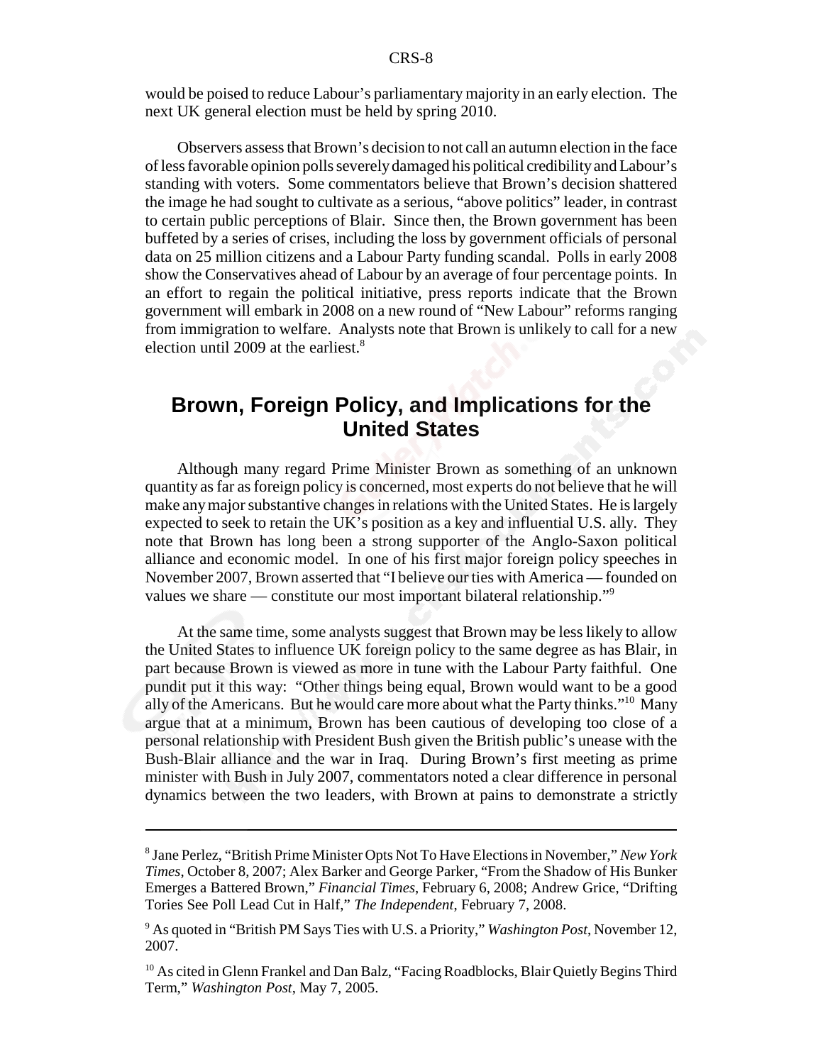would be poised to reduce Labour's parliamentary majority in an early election. The next UK general election must be held by spring 2010.

Observers assess that Brown's decision to not call an autumn election in the face of less favorable opinion polls severely damaged his political credibility and Labour's standing with voters. Some commentators believe that Brown's decision shattered the image he had sought to cultivate as a serious, "above politics" leader, in contrast to certain public perceptions of Blair. Since then, the Brown government has been buffeted by a series of crises, including the loss by government officials of personal data on 25 million citizens and a Labour Party funding scandal. Polls in early 2008 show the Conservatives ahead of Labour by an average of four percentage points. In an effort to regain the political initiative, press reports indicate that the Brown government will embark in 2008 on a new round of "New Labour" reforms ranging from immigration to welfare. Analysts note that Brown is unlikely to call for a new election until 2009 at the earliest.[8]

## Brown, Foreign Policy, and Implications for the United States

Although many regard Prime Minister Brown as something of an unknown quantity as far as foreign policy is concerned, most experts do not believe that he will make any major substantive changes in relations with the United States. He is largely expected to seek to retain the UK's position as a key and influential U.S. ally. They note that Brown has long been a strong supporter of the Anglo-Saxon political alliance and economic model. In one of his first major foreign policy speeches in November 2007, Brown asserted that "I believe our ties with America — founded on values we share — constitute our most important bilateral relationship."[9]

At the same time, some analysts suggest that Brown may be less likely to allow the United States to influence UK foreign policy to the same degree as has Blair, in part because Brown is viewed as more in tune with the Labour Party faithful. One pundit put it this way: "Other things being equal, Brown would want to be a good ally of the Americans. But he would care more about what the Party thinks."[10] Many argue that at a minimum, Brown has been cautious of developing too close of a personal relationship with President Bush given the British public's unease with the Bush-Blair alliance and the war in Iraq. During Brown's first meeting as prime minister with Bush in July 2007, commentators noted a clear difference in personal dynamics between the two leaders, with Brown at pains to demonstrate a strictly

---

[8] Jane Perlez, "British Prime Minister Opts Not To Have Elections in November," *New York Times*, October 8, 2007; Alex Barker and George Parker, "From the Shadow of His Bunker Emerges a Battered Brown," *Financial Times*, February 6, 2008; Andrew Grice, "Drifting Tories See Poll Lead Cut in Half," *The Independent*, February 7, 2008.

[9] As quoted in "British PM Says Ties with U.S. a Priority," *Washington Post*, November 12, 2007.

[10] As cited in Glenn Frankel and Dan Balz, "Facing Roadblocks, Blair Quietly Begins Third Term," *Washington Post*, May 7, 2005.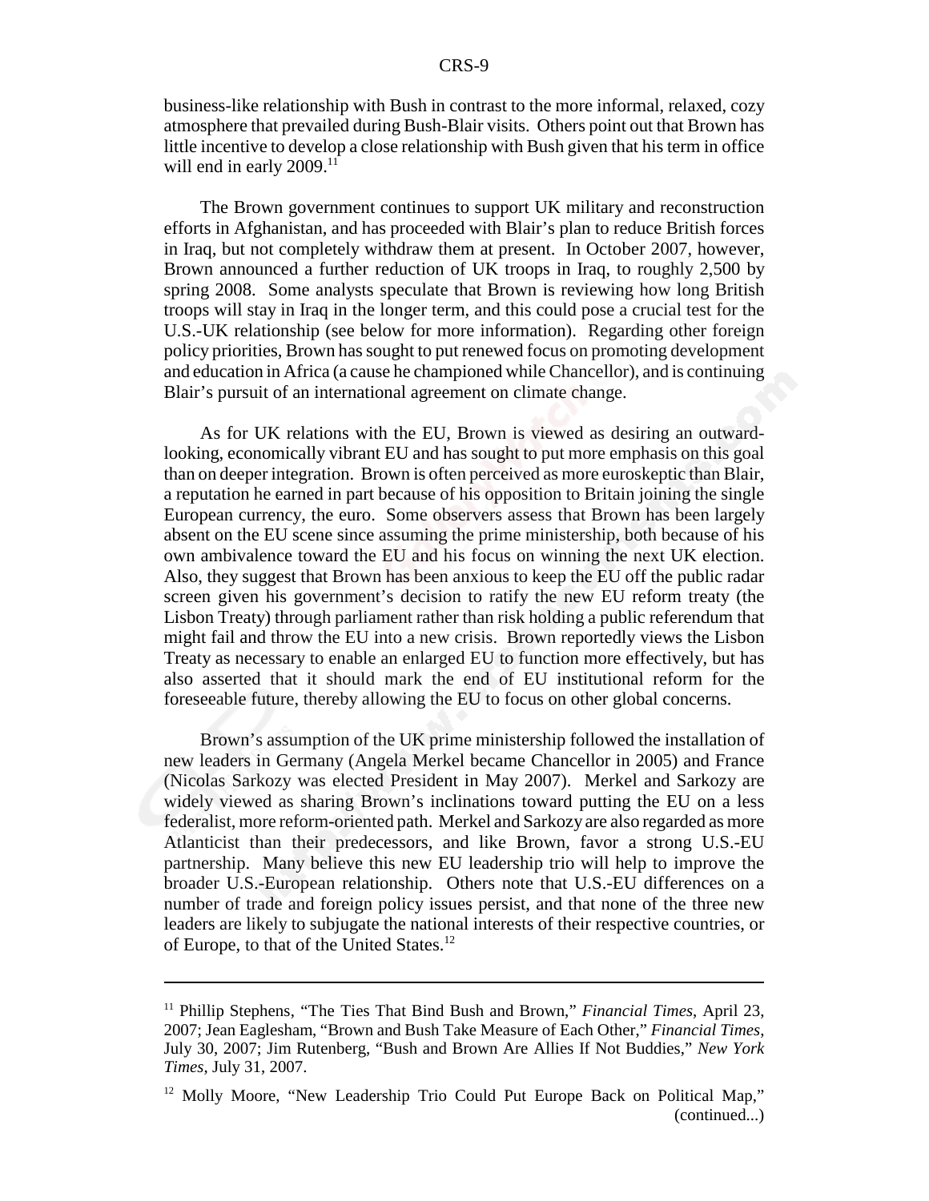business-like relationship with Bush in contrast to the more informal, relaxed, cozy atmosphere that prevailed during Bush-Blair visits. Others point out that Brown has little incentive to develop a close relationship with Bush given that his term in office will end in early 2009.[11]

The Brown government continues to support UK military and reconstruction efforts in Afghanistan, and has proceeded with Blair's plan to reduce British forces in Iraq, but not completely withdraw them at present. In October 2007, however, Brown announced a further reduction of UK troops in Iraq, to roughly 2,500 by spring 2008. Some analysts speculate that Brown is reviewing how long British troops will stay in Iraq in the longer term, and this could pose a crucial test for the U.S.-UK relationship (see below for more information). Regarding other foreign policy priorities, Brown has sought to put renewed focus on promoting development and education in Africa (a cause he championed while Chancellor), and is continuing Blair's pursuit of an international agreement on climate change.

As for UK relations with the EU, Brown is viewed as desiring an outward-looking, economically vibrant EU and has sought to put more emphasis on this goal than on deeper integration. Brown is often perceived as more euroskeptic than Blair, a reputation he earned in part because of his opposition to Britain joining the single European currency, the euro. Some observers assess that Brown has been largely absent on the EU scene since assuming the prime ministership, both because of his own ambivalence toward the EU and his focus on winning the next UK election. Also, they suggest that Brown has been anxious to keep the EU off the public radar screen given his government's decision to ratify the new EU reform treaty (the Lisbon Treaty) through parliament rather than risk holding a public referendum that might fail and throw the EU into a new crisis. Brown reportedly views the Lisbon Treaty as necessary to enable an enlarged EU to function more effectively, but has also asserted that it should mark the end of EU institutional reform for the foreseeable future, thereby allowing the EU to focus on other global concerns.

Brown's assumption of the UK prime ministership followed the installation of new leaders in Germany (Angela Merkel became Chancellor in 2005) and France (Nicolas Sarkozy was elected President in May 2007). Merkel and Sarkozy are widely viewed as sharing Brown's inclinations toward putting the EU on a less federalist, more reform-oriented path. Merkel and Sarkozy are also regarded as more Atlanticist than their predecessors, and like Brown, favor a strong U.S.-EU partnership. Many believe this new EU leadership trio will help to improve the broader U.S.-European relationship. Others note that U.S.-EU differences on a number of trade and foreign policy issues persist, and that none of the three new leaders are likely to subjugate the national interests of their respective countries, or of Europe, to that of the United States.[12]

---

[11] Phillip Stephens, "The Ties That Bind Bush and Brown," *Financial Times*, April 23, 2007; Jean Eaglesham, "Brown and Bush Take Measure of Each Other," *Financial Times*, July 30, 2007; Jim Rutenberg, "Bush and Brown Are Allies If Not Buddies," *New York Times*, July 31, 2007.

[12] Molly Moore, "New Leadership Trio Could Put Europe Back on Political Map," (continued...)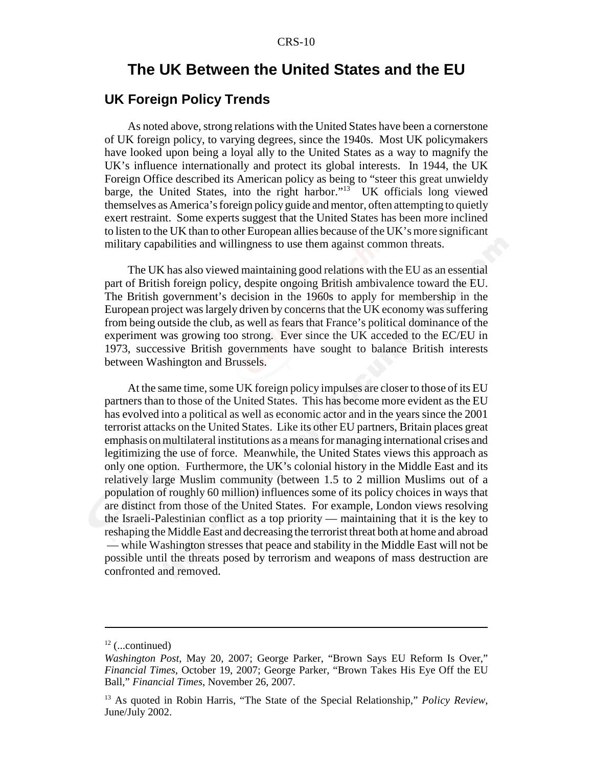# The UK Between the United States and the EU

## UK Foreign Policy Trends

As noted above, strong relations with the United States have been a cornerstone of UK foreign policy, to varying degrees, since the 1940s. Most UK policymakers have looked upon being a loyal ally to the United States as a way to magnify the UK's influence internationally and protect its global interests. In 1944, the UK Foreign Office described its American policy as being to "steer this great unwieldy barge, the United States, into the right harbor."[13] UK officials long viewed themselves as America's foreign policy guide and mentor, often attempting to quietly exert restraint. Some experts suggest that the United States has been more inclined to listen to the UK than to other European allies because of the UK's more significant military capabilities and willingness to use them against common threats.

The UK has also viewed maintaining good relations with the EU as an essential part of British foreign policy, despite ongoing British ambivalence toward the EU. The British government's decision in the 1960s to apply for membership in the European project was largely driven by concerns that the UK economy was suffering from being outside the club, as well as fears that France's political dominance of the experiment was growing too strong. Ever since the UK acceded to the EC/EU in 1973, successive British governments have sought to balance British interests between Washington and Brussels.

At the same time, some UK foreign policy impulses are closer to those of its EU partners than to those of the United States. This has become more evident as the EU has evolved into a political as well as economic actor and in the years since the 2001 terrorist attacks on the United States. Like its other EU partners, Britain places great emphasis on multilateral institutions as a means for managing international crises and legitimizing the use of force. Meanwhile, the United States views this approach as only one option. Furthermore, the UK's colonial history in the Middle East and its relatively large Muslim community (between 1.5 to 2 million Muslims out of a population of roughly 60 million) influences some of its policy choices in ways that are distinct from those of the United States. For example, London views resolving the Israeli-Palestinian conflict as a top priority — maintaining that it is the key to reshaping the Middle East and decreasing the terrorist threat both at home and abroad — while Washington stresses that peace and stability in the Middle East will not be possible until the threats posed by terrorism and weapons of mass destruction are confronted and removed.

---

[12] (...continued)
*Washington Post*, May 20, 2007; George Parker, "Brown Says EU Reform Is Over," *Financial Times*, October 19, 2007; George Parker, "Brown Takes His Eye Off the EU Ball," *Financial Times*, November 26, 2007.

[13] As quoted in Robin Harris, "The State of the Special Relationship," *Policy Review*, June/July 2002.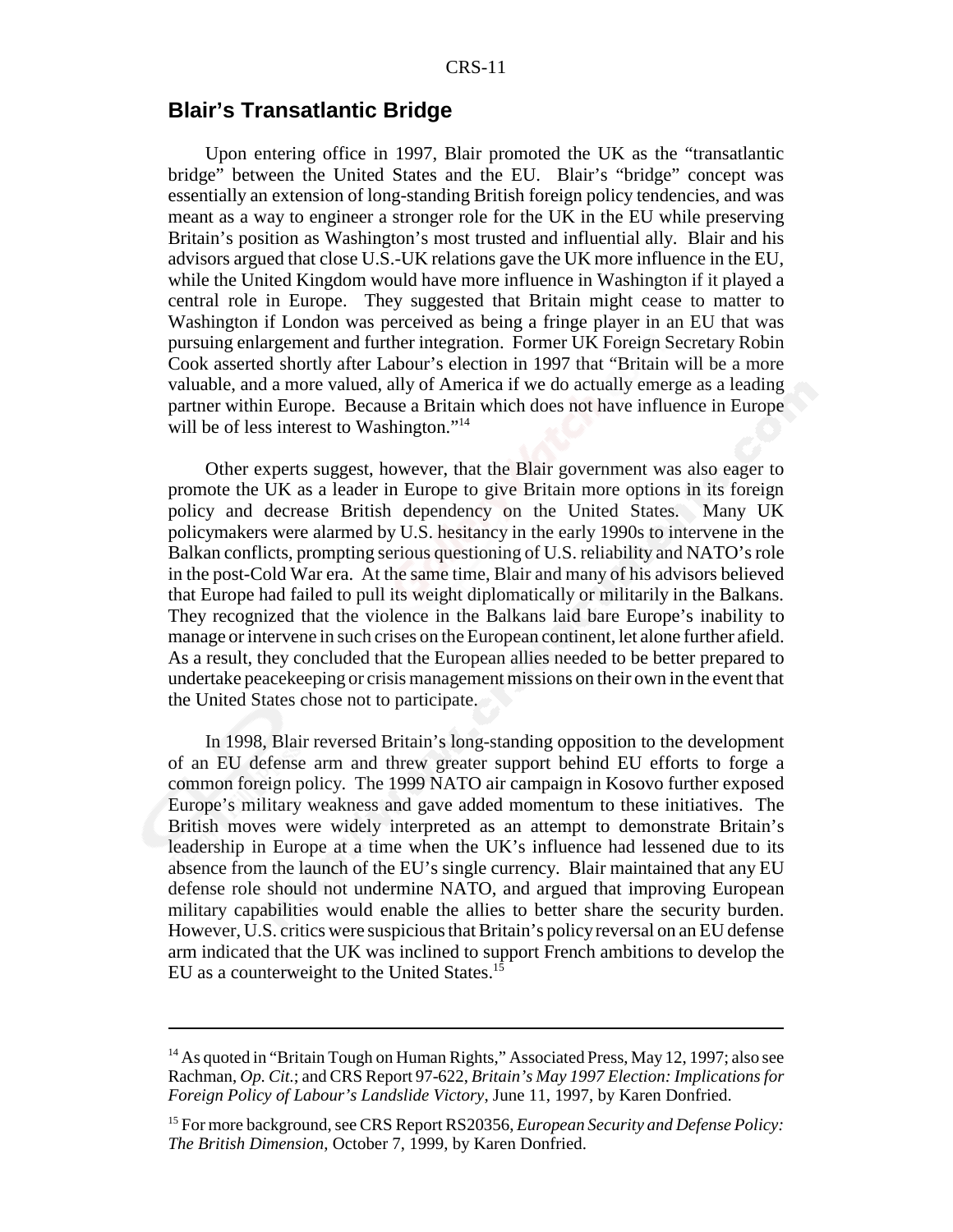## Blair's Transatlantic Bridge

Upon entering office in 1997, Blair promoted the UK as the "transatlantic bridge" between the United States and the EU. Blair's "bridge" concept was essentially an extension of long-standing British foreign policy tendencies, and was meant as a way to engineer a stronger role for the UK in the EU while preserving Britain's position as Washington's most trusted and influential ally. Blair and his advisors argued that close U.S.-UK relations gave the UK more influence in the EU, while the United Kingdom would have more influence in Washington if it played a central role in Europe. They suggested that Britain might cease to matter to Washington if London was perceived as being a fringe player in an EU that was pursuing enlargement and further integration. Former UK Foreign Secretary Robin Cook asserted shortly after Labour's election in 1997 that "Britain will be a more valuable, and a more valued, ally of America if we do actually emerge as a leading partner within Europe. Because a Britain which does not have influence in Europe will be of less interest to Washington."[14]

Other experts suggest, however, that the Blair government was also eager to promote the UK as a leader in Europe to give Britain more options in its foreign policy and decrease British dependency on the United States. Many UK policymakers were alarmed by U.S. hesitancy in the early 1990s to intervene in the Balkan conflicts, prompting serious questioning of U.S. reliability and NATO's role in the post-Cold War era. At the same time, Blair and many of his advisors believed that Europe had failed to pull its weight diplomatically or militarily in the Balkans. They recognized that the violence in the Balkans laid bare Europe's inability to manage or intervene in such crises on the European continent, let alone further afield. As a result, they concluded that the European allies needed to be better prepared to undertake peacekeeping or crisis management missions on their own in the event that the United States chose not to participate.

In 1998, Blair reversed Britain's long-standing opposition to the development of an EU defense arm and threw greater support behind EU efforts to forge a common foreign policy. The 1999 NATO air campaign in Kosovo further exposed Europe's military weakness and gave added momentum to these initiatives. The British moves were widely interpreted as an attempt to demonstrate Britain's leadership in Europe at a time when the UK's influence had lessened due to its absence from the launch of the EU's single currency. Blair maintained that any EU defense role should not undermine NATO, and argued that improving European military capabilities would enable the allies to better share the security burden. However, U.S. critics were suspicious that Britain's policy reversal on an EU defense arm indicated that the UK was inclined to support French ambitions to develop the EU as a counterweight to the United States.[15]

---

[14] As quoted in "Britain Tough on Human Rights," Associated Press, May 12, 1997; also see Rachman, *Op. Cit.*; and CRS Report 97-622, *Britain's May 1997 Election: Implications for Foreign Policy of Labour's Landslide Victory*, June 11, 1997, by Karen Donfried.

[15] For more background, see CRS Report RS20356, *European Security and Defense Policy: The British Dimension*, October 7, 1999, by Karen Donfried.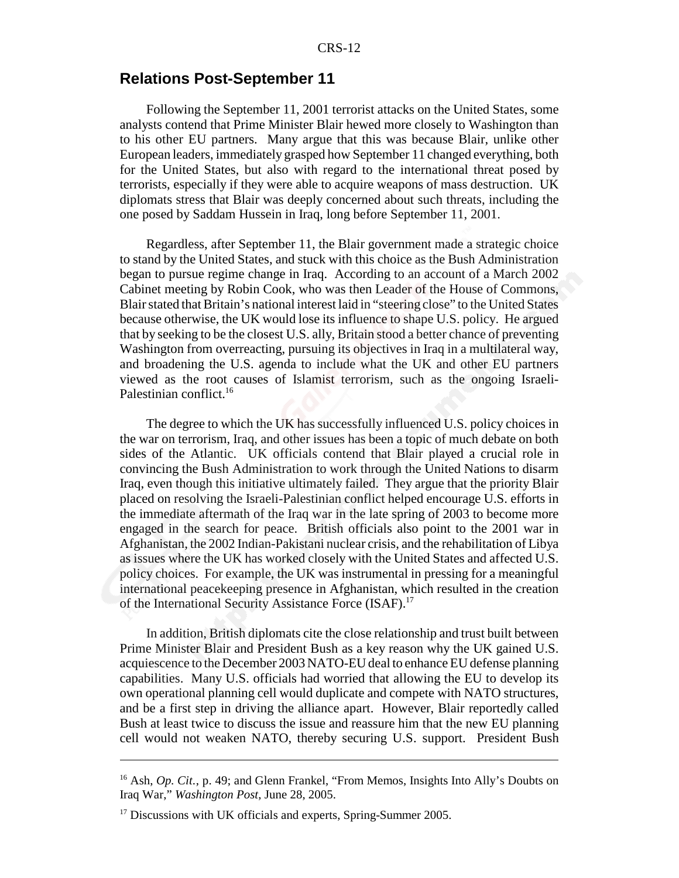## Relations Post-September 11

Following the September 11, 2001 terrorist attacks on the United States, some analysts contend that Prime Minister Blair hewed more closely to Washington than to his other EU partners. Many argue that this was because Blair, unlike other European leaders, immediately grasped how September 11 changed everything, both for the United States, but also with regard to the international threat posed by terrorists, especially if they were able to acquire weapons of mass destruction. UK diplomats stress that Blair was deeply concerned about such threats, including the one posed by Saddam Hussein in Iraq, long before September 11, 2001.

Regardless, after September 11, the Blair government made a strategic choice to stand by the United States, and stuck with this choice as the Bush Administration began to pursue regime change in Iraq. According to an account of a March 2002 Cabinet meeting by Robin Cook, who was then Leader of the House of Commons, Blair stated that Britain's national interest laid in "steering close" to the United States because otherwise, the UK would lose its influence to shape U.S. policy. He argued that by seeking to be the closest U.S. ally, Britain stood a better chance of preventing Washington from overreacting, pursuing its objectives in Iraq in a multilateral way, and broadening the U.S. agenda to include what the UK and other EU partners viewed as the root causes of Islamist terrorism, such as the ongoing Israeli-Palestinian conflict.[16]

The degree to which the UK has successfully influenced U.S. policy choices in the war on terrorism, Iraq, and other issues has been a topic of much debate on both sides of the Atlantic. UK officials contend that Blair played a crucial role in convincing the Bush Administration to work through the United Nations to disarm Iraq, even though this initiative ultimately failed. They argue that the priority Blair placed on resolving the Israeli-Palestinian conflict helped encourage U.S. efforts in the immediate aftermath of the Iraq war in the late spring of 2003 to become more engaged in the search for peace. British officials also point to the 2001 war in Afghanistan, the 2002 Indian-Pakistani nuclear crisis, and the rehabilitation of Libya as issues where the UK has worked closely with the United States and affected U.S. policy choices. For example, the UK was instrumental in pressing for a meaningful international peacekeeping presence in Afghanistan, which resulted in the creation of the International Security Assistance Force (ISAF).[17]

In addition, British diplomats cite the close relationship and trust built between Prime Minister Blair and President Bush as a key reason why the UK gained U.S. acquiescence to the December 2003 NATO-EU deal to enhance EU defense planning capabilities. Many U.S. officials had worried that allowing the EU to develop its own operational planning cell would duplicate and compete with NATO structures, and be a first step in driving the alliance apart. However, Blair reportedly called Bush at least twice to discuss the issue and reassure him that the new EU planning cell would not weaken NATO, thereby securing U.S. support. President Bush

---

[16] Ash, *Op. Cit.*, p. 49; and Glenn Frankel, "From Memos, Insights Into Ally's Doubts on Iraq War," *Washington Post*, June 28, 2005.

[17] Discussions with UK officials and experts, Spring-Summer 2005.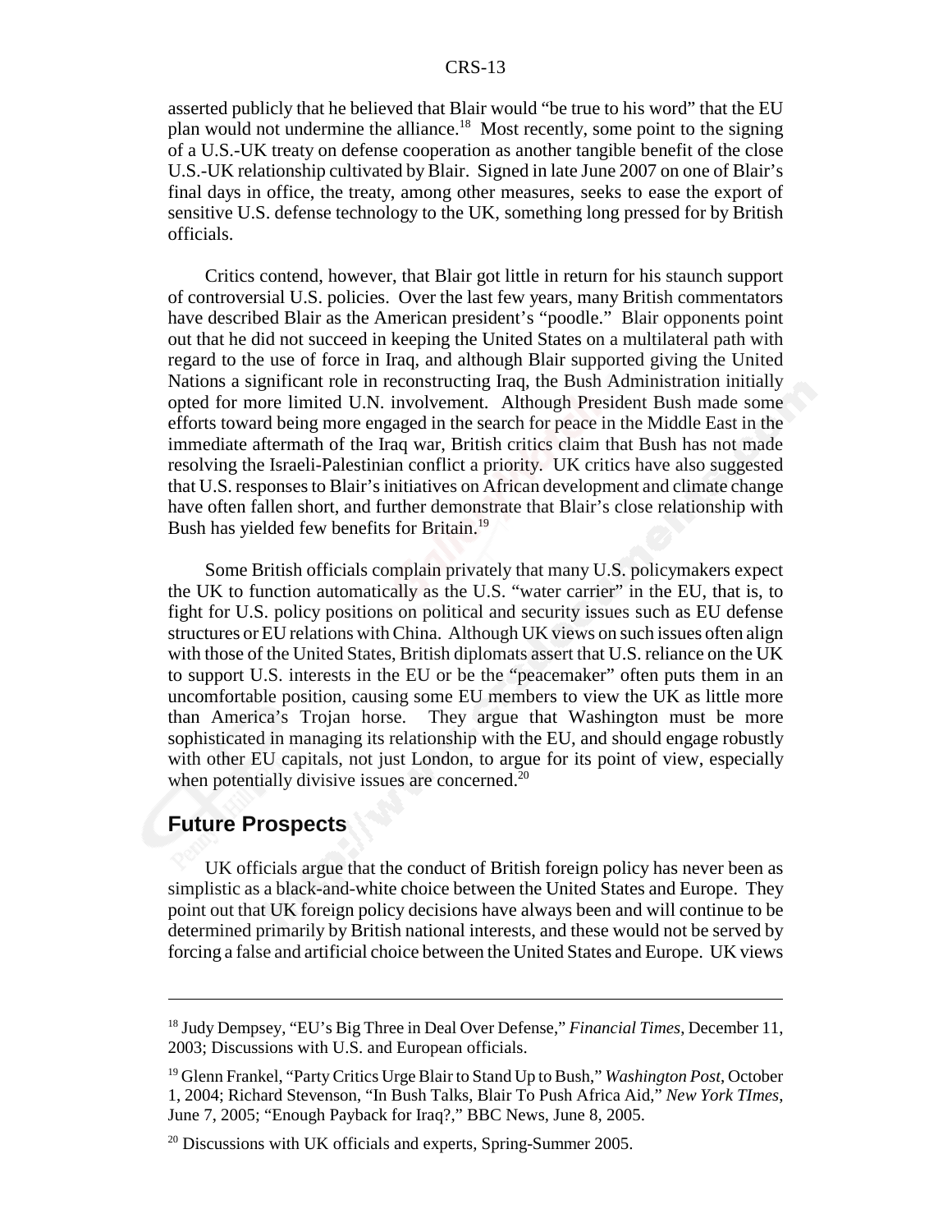asserted publicly that he believed that Blair would "be true to his word" that the EU plan would not undermine the alliance.[18] Most recently, some point to the signing of a U.S.-UK treaty on defense cooperation as another tangible benefit of the close U.S.-UK relationship cultivated by Blair. Signed in late June 2007 on one of Blair's final days in office, the treaty, among other measures, seeks to ease the export of sensitive U.S. defense technology to the UK, something long pressed for by British officials.

Critics contend, however, that Blair got little in return for his staunch support of controversial U.S. policies. Over the last few years, many British commentators have described Blair as the American president's "poodle." Blair opponents point out that he did not succeed in keeping the United States on a multilateral path with regard to the use of force in Iraq, and although Blair supported giving the United Nations a significant role in reconstructing Iraq, the Bush Administration initially opted for more limited U.N. involvement. Although President Bush made some efforts toward being more engaged in the search for peace in the Middle East in the immediate aftermath of the Iraq war, British critics claim that Bush has not made resolving the Israeli-Palestinian conflict a priority. UK critics have also suggested that U.S. responses to Blair's initiatives on African development and climate change have often fallen short, and further demonstrate that Blair's close relationship with Bush has yielded few benefits for Britain.[19]

Some British officials complain privately that many U.S. policymakers expect the UK to function automatically as the U.S. "water carrier" in the EU, that is, to fight for U.S. policy positions on political and security issues such as EU defense structures or EU relations with China. Although UK views on such issues often align with those of the United States, British diplomats assert that U.S. reliance on the UK to support U.S. interests in the EU or be the "peacemaker" often puts them in an uncomfortable position, causing some EU members to view the UK as little more than America's Trojan horse. They argue that Washington must be more sophisticated in managing its relationship with the EU, and should engage robustly with other EU capitals, not just London, to argue for its point of view, especially when potentially divisive issues are concerned.[20]

## Future Prospects

UK officials argue that the conduct of British foreign policy has never been as simplistic as a black-and-white choice between the United States and Europe. They point out that UK foreign policy decisions have always been and will continue to be determined primarily by British national interests, and these would not be served by forcing a false and artificial choice between the United States and Europe. UK views

---

[18] Judy Dempsey, "EU's Big Three in Deal Over Defense," *Financial Times*, December 11, 2003; Discussions with U.S. and European officials.

[19] Glenn Frankel, "Party Critics Urge Blair to Stand Up to Bush," *Washington Post*, October 1, 2004; Richard Stevenson, "In Bush Talks, Blair To Push Africa Aid," *New York TImes*, June 7, 2005; "Enough Payback for Iraq?," BBC News, June 8, 2005.

[20] Discussions with UK officials and experts, Spring-Summer 2005.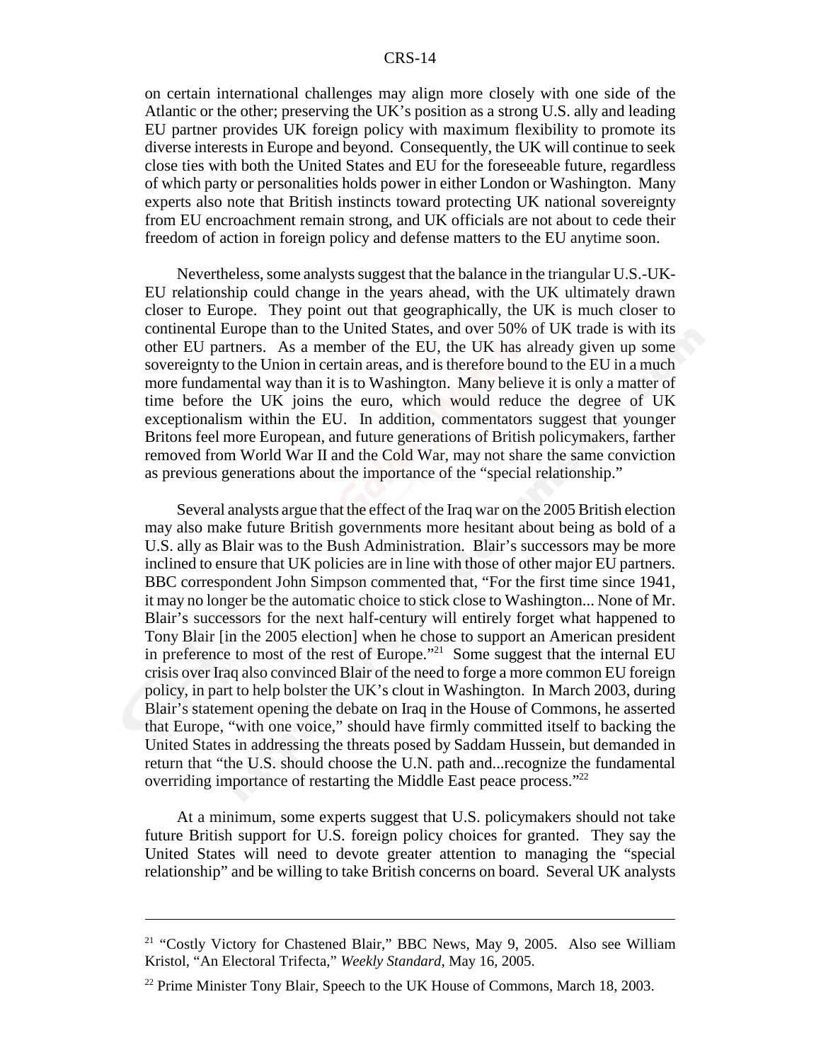on certain international challenges may align more closely with one side of the Atlantic or the other; preserving the UK's position as a strong U.S. ally and leading EU partner provides UK foreign policy with maximum flexibility to promote its diverse interests in Europe and beyond. Consequently, the UK will continue to seek close ties with both the United States and EU for the foreseeable future, regardless of which party or personalities holds power in either London or Washington. Many experts also note that British instincts toward protecting UK national sovereignty from EU encroachment remain strong, and UK officials are not about to cede their freedom of action in foreign policy and defense matters to the EU anytime soon.

Nevertheless, some analysts suggest that the balance in the triangular U.S.-UK-EU relationship could change in the years ahead, with the UK ultimately drawn closer to Europe. They point out that geographically, the UK is much closer to continental Europe than to the United States, and over 50% of UK trade is with its other EU partners. As a member of the EU, the UK has already given up some sovereignty to the Union in certain areas, and is therefore bound to the EU in a much more fundamental way than it is to Washington. Many believe it is only a matter of time before the UK joins the euro, which would reduce the degree of UK exceptionalism within the EU. In addition, commentators suggest that younger Britons feel more European, and future generations of British policymakers, farther removed from World War II and the Cold War, may not share the same conviction as previous generations about the importance of the "special relationship."

Several analysts argue that the effect of the Iraq war on the 2005 British election may also make future British governments more hesitant about being as bold of a U.S. ally as Blair was to the Bush Administration. Blair's successors may be more inclined to ensure that UK policies are in line with those of other major EU partners. BBC correspondent John Simpson commented that, "For the first time since 1941, it may no longer be the automatic choice to stick close to Washington... None of Mr. Blair's successors for the next half-century will entirely forget what happened to Tony Blair [in the 2005 election] when he chose to support an American president in preference to most of the rest of Europe."[21] Some suggest that the internal EU crisis over Iraq also convinced Blair of the need to forge a more common EU foreign policy, in part to help bolster the UK's clout in Washington. In March 2003, during Blair's statement opening the debate on Iraq in the House of Commons, he asserted that Europe, "with one voice," should have firmly committed itself to backing the United States in addressing the threats posed by Saddam Hussein, but demanded in return that "the U.S. should choose the U.N. path and...recognize the fundamental overriding importance of restarting the Middle East peace process."[22]

At a minimum, some experts suggest that U.S. policymakers should not take future British support for U.S. foreign policy choices for granted. They say the United States will need to devote greater attention to managing the "special relationship" and be willing to take British concerns on board. Several UK analysts

---

[21] "Costly Victory for Chastened Blair," BBC News, May 9, 2005. Also see William Kristol, "An Electoral Trifecta," *Weekly Standard*, May 16, 2005.

[22] Prime Minister Tony Blair, Speech to the UK House of Commons, March 18, 2003.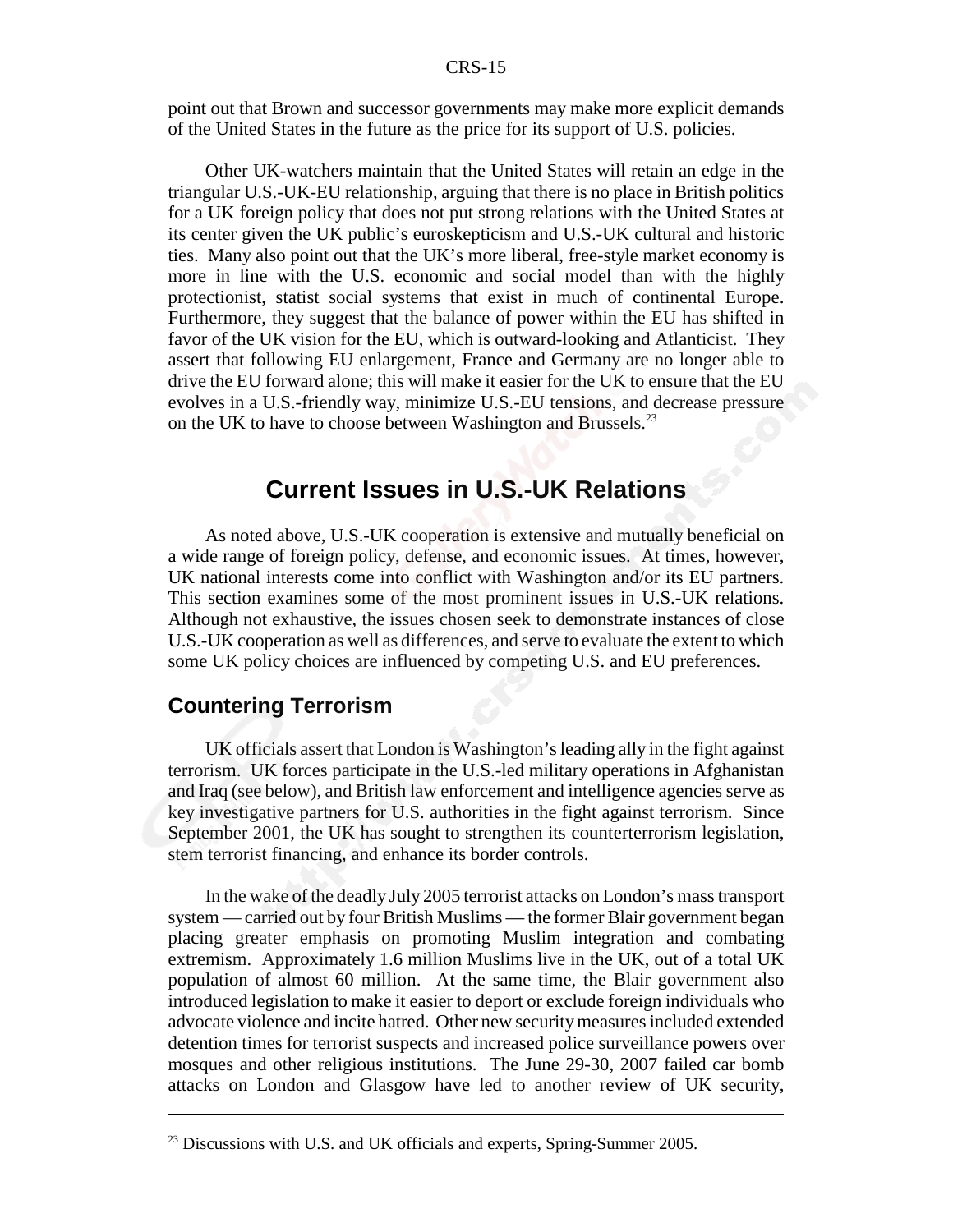point out that Brown and successor governments may make more explicit demands of the United States in the future as the price for its support of U.S. policies.

Other UK-watchers maintain that the United States will retain an edge in the triangular U.S.-UK-EU relationship, arguing that there is no place in British politics for a UK foreign policy that does not put strong relations with the United States at its center given the UK public's euroskepticism and U.S.-UK cultural and historic ties. Many also point out that the UK's more liberal, free-style market economy is more in line with the U.S. economic and social model than with the highly protectionist, statist social systems that exist in much of continental Europe. Furthermore, they suggest that the balance of power within the EU has shifted in favor of the UK vision for the EU, which is outward-looking and Atlanticist. They assert that following EU enlargement, France and Germany are no longer able to drive the EU forward alone; this will make it easier for the UK to ensure that the EU evolves in a U.S.-friendly way, minimize U.S.-EU tensions, and decrease pressure on the UK to have to choose between Washington and Brussels.[23]

# Current Issues in U.S.-UK Relations

As noted above, U.S.-UK cooperation is extensive and mutually beneficial on a wide range of foreign policy, defense, and economic issues. At times, however, UK national interests come into conflict with Washington and/or its EU partners. This section examines some of the most prominent issues in U.S.-UK relations. Although not exhaustive, the issues chosen seek to demonstrate instances of close U.S.-UK cooperation as well as differences, and serve to evaluate the extent to which some UK policy choices are influenced by competing U.S. and EU preferences.

## Countering Terrorism

UK officials assert that London is Washington's leading ally in the fight against terrorism. UK forces participate in the U.S.-led military operations in Afghanistan and Iraq (see below), and British law enforcement and intelligence agencies serve as key investigative partners for U.S. authorities in the fight against terrorism. Since September 2001, the UK has sought to strengthen its counterterrorism legislation, stem terrorist financing, and enhance its border controls.

In the wake of the deadly July 2005 terrorist attacks on London's mass transport system — carried out by four British Muslims — the former Blair government began placing greater emphasis on promoting Muslim integration and combating extremism. Approximately 1.6 million Muslims live in the UK, out of a total UK population of almost 60 million. At the same time, the Blair government also introduced legislation to make it easier to deport or exclude foreign individuals who advocate violence and incite hatred. Other new security measures included extended detention times for terrorist suspects and increased police surveillance powers over mosques and other religious institutions. The June 29-30, 2007 failed car bomb attacks on London and Glasgow have led to another review of UK security,

[23] Discussions with U.S. and UK officials and experts, Spring-Summer 2005.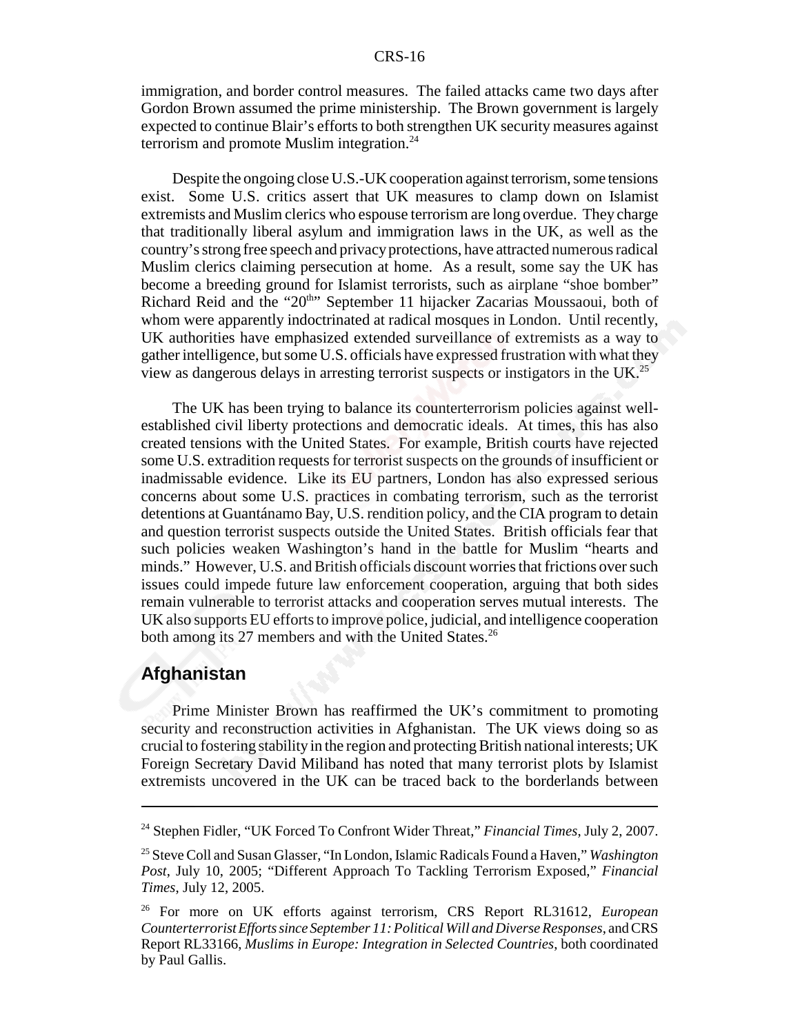immigration, and border control measures. The failed attacks came two days after Gordon Brown assumed the prime ministership. The Brown government is largely expected to continue Blair's efforts to both strengthen UK security measures against terrorism and promote Muslim integration.[24]

Despite the ongoing close U.S.-UK cooperation against terrorism, some tensions exist. Some U.S. critics assert that UK measures to clamp down on Islamist extremists and Muslim clerics who espouse terrorism are long overdue. They charge that traditionally liberal asylum and immigration laws in the UK, as well as the country's strong free speech and privacy protections, have attracted numerous radical Muslim clerics claiming persecution at home. As a result, some say the UK has become a breeding ground for Islamist terrorists, such as airplane "shoe bomber" Richard Reid and the "20th" September 11 hijacker Zacarias Moussaoui, both of whom were apparently indoctrinated at radical mosques in London. Until recently, UK authorities have emphasized extended surveillance of extremists as a way to gather intelligence, but some U.S. officials have expressed frustration with what they view as dangerous delays in arresting terrorist suspects or instigators in the UK.[25]

The UK has been trying to balance its counterterrorism policies against well-established civil liberty protections and democratic ideals. At times, this has also created tensions with the United States. For example, British courts have rejected some U.S. extradition requests for terrorist suspects on the grounds of insufficient or inadmissable evidence. Like its EU partners, London has also expressed serious concerns about some U.S. practices in combating terrorism, such as the terrorist detentions at Guantánamo Bay, U.S. rendition policy, and the CIA program to detain and question terrorist suspects outside the United States. British officials fear that such policies weaken Washington's hand in the battle for Muslim "hearts and minds." However, U.S. and British officials discount worries that frictions over such issues could impede future law enforcement cooperation, arguing that both sides remain vulnerable to terrorist attacks and cooperation serves mutual interests. The UK also supports EU efforts to improve police, judicial, and intelligence cooperation both among its 27 members and with the United States.[26]

## Afghanistan

Prime Minister Brown has reaffirmed the UK's commitment to promoting security and reconstruction activities in Afghanistan. The UK views doing so as crucial to fostering stability in the region and protecting British national interests; UK Foreign Secretary David Miliband has noted that many terrorist plots by Islamist extremists uncovered in the UK can be traced back to the borderlands between

---

[24] Stephen Fidler, "UK Forced To Confront Wider Threat," *Financial Times*, July 2, 2007.

[25] Steve Coll and Susan Glasser, "In London, Islamic Radicals Found a Haven," *Washington Post*, July 10, 2005; "Different Approach To Tackling Terrorism Exposed," *Financial Times*, July 12, 2005.

[26] For more on UK efforts against terrorism, CRS Report RL31612, *European Counterterrorist Efforts since September 11: Political Will and Diverse Responses*, and CRS Report RL33166, *Muslims in Europe: Integration in Selected Countries*, both coordinated by Paul Gallis.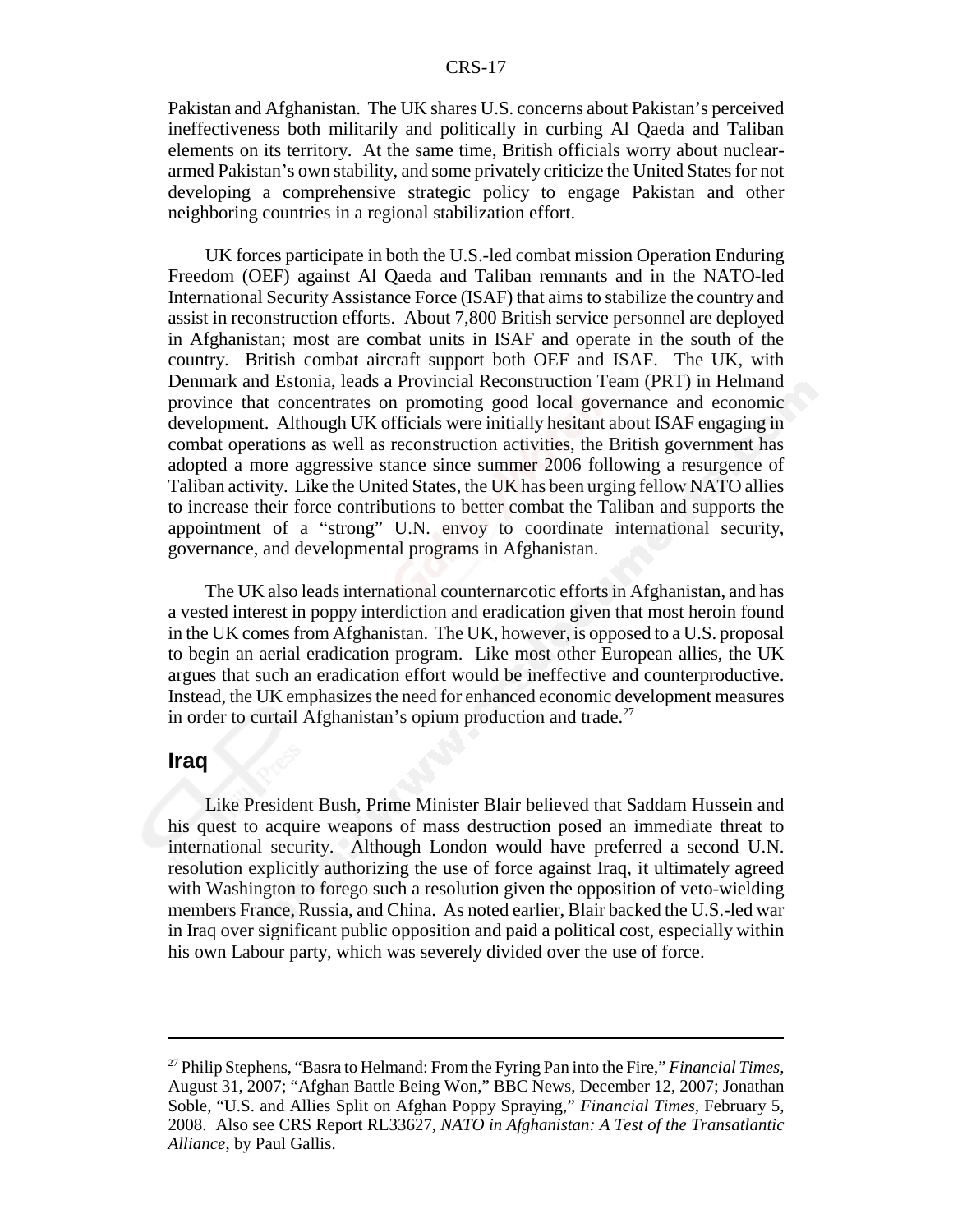Pakistan and Afghanistan. The UK shares U.S. concerns about Pakistan's perceived ineffectiveness both militarily and politically in curbing Al Qaeda and Taliban elements on its territory. At the same time, British officials worry about nuclear-armed Pakistan's own stability, and some privately criticize the United States for not developing a comprehensive strategic policy to engage Pakistan and other neighboring countries in a regional stabilization effort.

UK forces participate in both the U.S.-led combat mission Operation Enduring Freedom (OEF) against Al Qaeda and Taliban remnants and in the NATO-led International Security Assistance Force (ISAF) that aims to stabilize the country and assist in reconstruction efforts. About 7,800 British service personnel are deployed in Afghanistan; most are combat units in ISAF and operate in the south of the country. British combat aircraft support both OEF and ISAF. The UK, with Denmark and Estonia, leads a Provincial Reconstruction Team (PRT) in Helmand province that concentrates on promoting good local governance and economic development. Although UK officials were initially hesitant about ISAF engaging in combat operations as well as reconstruction activities, the British government has adopted a more aggressive stance since summer 2006 following a resurgence of Taliban activity. Like the United States, the UK has been urging fellow NATO allies to increase their force contributions to better combat the Taliban and supports the appointment of a "strong" U.N. envoy to coordinate international security, governance, and developmental programs in Afghanistan.

The UK also leads international counternarcotic efforts in Afghanistan, and has a vested interest in poppy interdiction and eradication given that most heroin found in the UK comes from Afghanistan. The UK, however, is opposed to a U.S. proposal to begin an aerial eradication program. Like most other European allies, the UK argues that such an eradication effort would be ineffective and counterproductive. Instead, the UK emphasizes the need for enhanced economic development measures in order to curtail Afghanistan's opium production and trade.[27]

## Iraq

Like President Bush, Prime Minister Blair believed that Saddam Hussein and his quest to acquire weapons of mass destruction posed an immediate threat to international security. Although London would have preferred a second U.N. resolution explicitly authorizing the use of force against Iraq, it ultimately agreed with Washington to forego such a resolution given the opposition of veto-wielding members France, Russia, and China. As noted earlier, Blair backed the U.S.-led war in Iraq over significant public opposition and paid a political cost, especially within his own Labour party, which was severely divided over the use of force.

---

[27] Philip Stephens, "Basra to Helmand: From the Fyring Pan into the Fire," *Financial Times*, August 31, 2007; "Afghan Battle Being Won," BBC News, December 12, 2007; Jonathan Soble, "U.S. and Allies Split on Afghan Poppy Spraying," *Financial Times*, February 5, 2008. Also see CRS Report RL33627, *NATO in Afghanistan: A Test of the Transatlantic Alliance*, by Paul Gallis.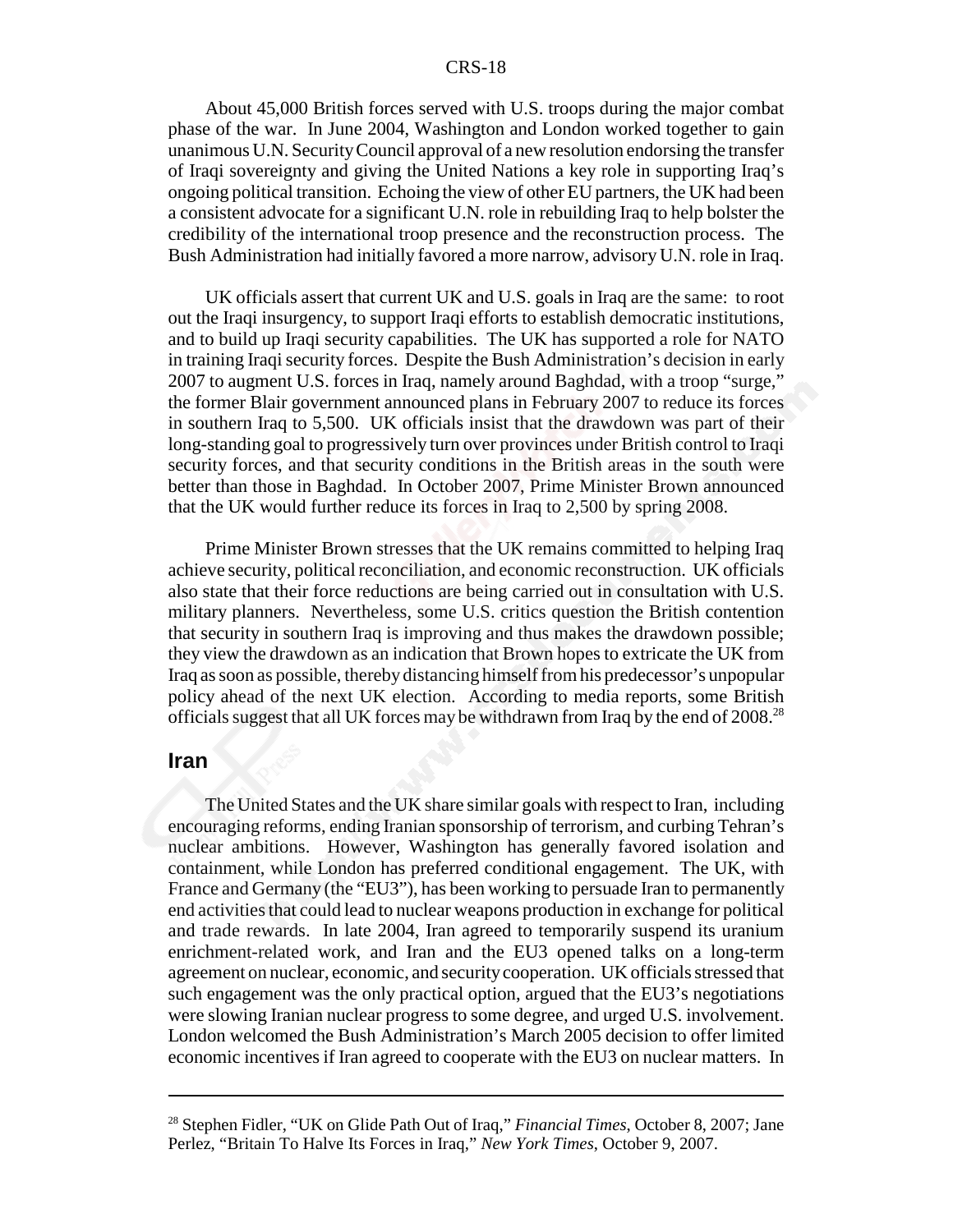About 45,000 British forces served with U.S. troops during the major combat phase of the war. In June 2004, Washington and London worked together to gain unanimous U.N. Security Council approval of a new resolution endorsing the transfer of Iraqi sovereignty and giving the United Nations a key role in supporting Iraq's ongoing political transition. Echoing the view of other EU partners, the UK had been a consistent advocate for a significant U.N. role in rebuilding Iraq to help bolster the credibility of the international troop presence and the reconstruction process. The Bush Administration had initially favored a more narrow, advisory U.N. role in Iraq.

UK officials assert that current UK and U.S. goals in Iraq are the same: to root out the Iraqi insurgency, to support Iraqi efforts to establish democratic institutions, and to build up Iraqi security capabilities. The UK has supported a role for NATO in training Iraqi security forces. Despite the Bush Administration's decision in early 2007 to augment U.S. forces in Iraq, namely around Baghdad, with a troop "surge," the former Blair government announced plans in February 2007 to reduce its forces in southern Iraq to 5,500. UK officials insist that the drawdown was part of their long-standing goal to progressively turn over provinces under British control to Iraqi security forces, and that security conditions in the British areas in the south were better than those in Baghdad. In October 2007, Prime Minister Brown announced that the UK would further reduce its forces in Iraq to 2,500 by spring 2008.

Prime Minister Brown stresses that the UK remains committed to helping Iraq achieve security, political reconciliation, and economic reconstruction. UK officials also state that their force reductions are being carried out in consultation with U.S. military planners. Nevertheless, some U.S. critics question the British contention that security in southern Iraq is improving and thus makes the drawdown possible; they view the drawdown as an indication that Brown hopes to extricate the UK from Iraq as soon as possible, thereby distancing himself from his predecessor's unpopular policy ahead of the next UK election. According to media reports, some British officials suggest that all UK forces may be withdrawn from Iraq by the end of 2008.[28]

## Iran

The United States and the UK share similar goals with respect to Iran, including encouraging reforms, ending Iranian sponsorship of terrorism, and curbing Tehran's nuclear ambitions. However, Washington has generally favored isolation and containment, while London has preferred conditional engagement. The UK, with France and Germany (the "EU3"), has been working to persuade Iran to permanently end activities that could lead to nuclear weapons production in exchange for political and trade rewards. In late 2004, Iran agreed to temporarily suspend its uranium enrichment-related work, and Iran and the EU3 opened talks on a long-term agreement on nuclear, economic, and security cooperation. UK officials stressed that such engagement was the only practical option, argued that the EU3's negotiations were slowing Iranian nuclear progress to some degree, and urged U.S. involvement. London welcomed the Bush Administration's March 2005 decision to offer limited economic incentives if Iran agreed to cooperate with the EU3 on nuclear matters. In

---

[28] Stephen Fidler, "UK on Glide Path Out of Iraq," *Financial Times*, October 8, 2007; Jane Perlez, "Britain To Halve Its Forces in Iraq," *New York Times*, October 9, 2007.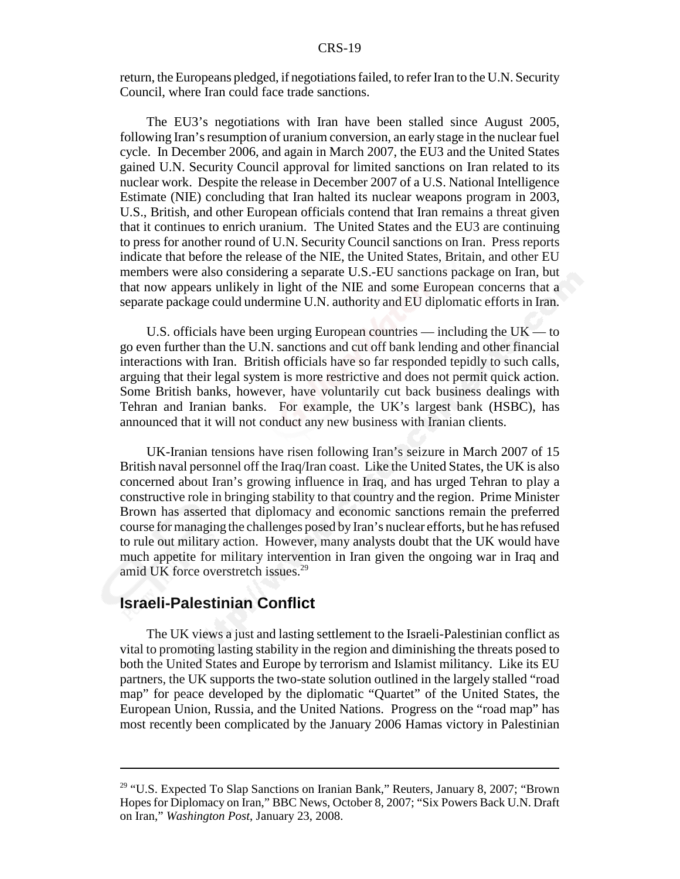return, the Europeans pledged, if negotiations failed, to refer Iran to the U.N. Security Council, where Iran could face trade sanctions.

The EU3's negotiations with Iran have been stalled since August 2005, following Iran's resumption of uranium conversion, an early stage in the nuclear fuel cycle. In December 2006, and again in March 2007, the EU3 and the United States gained U.N. Security Council approval for limited sanctions on Iran related to its nuclear work. Despite the release in December 2007 of a U.S. National Intelligence Estimate (NIE) concluding that Iran halted its nuclear weapons program in 2003, U.S., British, and other European officials contend that Iran remains a threat given that it continues to enrich uranium. The United States and the EU3 are continuing to press for another round of U.N. Security Council sanctions on Iran. Press reports indicate that before the release of the NIE, the United States, Britain, and other EU members were also considering a separate U.S.-EU sanctions package on Iran, but that now appears unlikely in light of the NIE and some European concerns that a separate package could undermine U.N. authority and EU diplomatic efforts in Iran.

U.S. officials have been urging European countries — including the UK — to go even further than the U.N. sanctions and cut off bank lending and other financial interactions with Iran. British officials have so far responded tepidly to such calls, arguing that their legal system is more restrictive and does not permit quick action. Some British banks, however, have voluntarily cut back business dealings with Tehran and Iranian banks. For example, the UK's largest bank (HSBC), has announced that it will not conduct any new business with Iranian clients.

UK-Iranian tensions have risen following Iran's seizure in March 2007 of 15 British naval personnel off the Iraq/Iran coast. Like the United States, the UK is also concerned about Iran's growing influence in Iraq, and has urged Tehran to play a constructive role in bringing stability to that country and the region. Prime Minister Brown has asserted that diplomacy and economic sanctions remain the preferred course for managing the challenges posed by Iran's nuclear efforts, but he has refused to rule out military action. However, many analysts doubt that the UK would have much appetite for military intervention in Iran given the ongoing war in Iraq and amid UK force overstretch issues.[29]

## Israeli-Palestinian Conflict

The UK views a just and lasting settlement to the Israeli-Palestinian conflict as vital to promoting lasting stability in the region and diminishing the threats posed to both the United States and Europe by terrorism and Islamist militancy. Like its EU partners, the UK supports the two-state solution outlined in the largely stalled "road map" for peace developed by the diplomatic "Quartet" of the United States, the European Union, Russia, and the United Nations. Progress on the "road map" has most recently been complicated by the January 2006 Hamas victory in Palestinian

---

[29] "U.S. Expected To Slap Sanctions on Iranian Bank," Reuters, January 8, 2007; "Brown Hopes for Diplomacy on Iran," BBC News, October 8, 2007; "Six Powers Back U.N. Draft on Iran," *Washington Post*, January 23, 2008.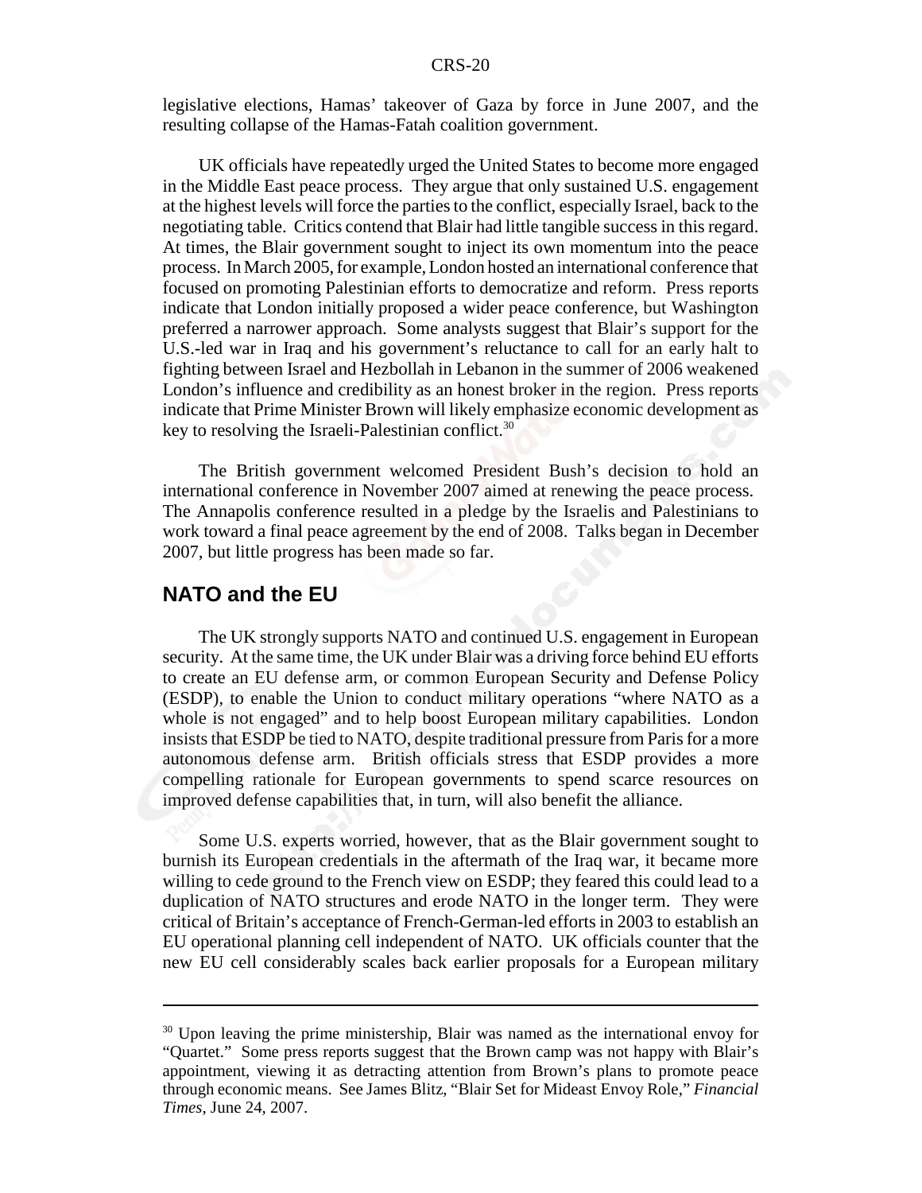legislative elections, Hamas' takeover of Gaza by force in June 2007, and the resulting collapse of the Hamas-Fatah coalition government.

UK officials have repeatedly urged the United States to become more engaged in the Middle East peace process. They argue that only sustained U.S. engagement at the highest levels will force the parties to the conflict, especially Israel, back to the negotiating table. Critics contend that Blair had little tangible success in this regard. At times, the Blair government sought to inject its own momentum into the peace process. In March 2005, for example, London hosted an international conference that focused on promoting Palestinian efforts to democratize and reform. Press reports indicate that London initially proposed a wider peace conference, but Washington preferred a narrower approach. Some analysts suggest that Blair's support for the U.S.-led war in Iraq and his government's reluctance to call for an early halt to fighting between Israel and Hezbollah in Lebanon in the summer of 2006 weakened London's influence and credibility as an honest broker in the region. Press reports indicate that Prime Minister Brown will likely emphasize economic development as key to resolving the Israeli-Palestinian conflict.[30]

The British government welcomed President Bush's decision to hold an international conference in November 2007 aimed at renewing the peace process. The Annapolis conference resulted in a pledge by the Israelis and Palestinians to work toward a final peace agreement by the end of 2008. Talks began in December 2007, but little progress has been made so far.

## NATO and the EU

The UK strongly supports NATO and continued U.S. engagement in European security. At the same time, the UK under Blair was a driving force behind EU efforts to create an EU defense arm, or common European Security and Defense Policy (ESDP), to enable the Union to conduct military operations "where NATO as a whole is not engaged" and to help boost European military capabilities. London insists that ESDP be tied to NATO, despite traditional pressure from Paris for a more autonomous defense arm. British officials stress that ESDP provides a more compelling rationale for European governments to spend scarce resources on improved defense capabilities that, in turn, will also benefit the alliance.

Some U.S. experts worried, however, that as the Blair government sought to burnish its European credentials in the aftermath of the Iraq war, it became more willing to cede ground to the French view on ESDP; they feared this could lead to a duplication of NATO structures and erode NATO in the longer term. They were critical of Britain's acceptance of French-German-led efforts in 2003 to establish an EU operational planning cell independent of NATO. UK officials counter that the new EU cell considerably scales back earlier proposals for a European military

---

[30] Upon leaving the prime ministership, Blair was named as the international envoy for "Quartet." Some press reports suggest that the Brown camp was not happy with Blair's appointment, viewing it as detracting attention from Brown's plans to promote peace through economic means. See James Blitz, "Blair Set for Mideast Envoy Role," *Financial Times*, June 24, 2007.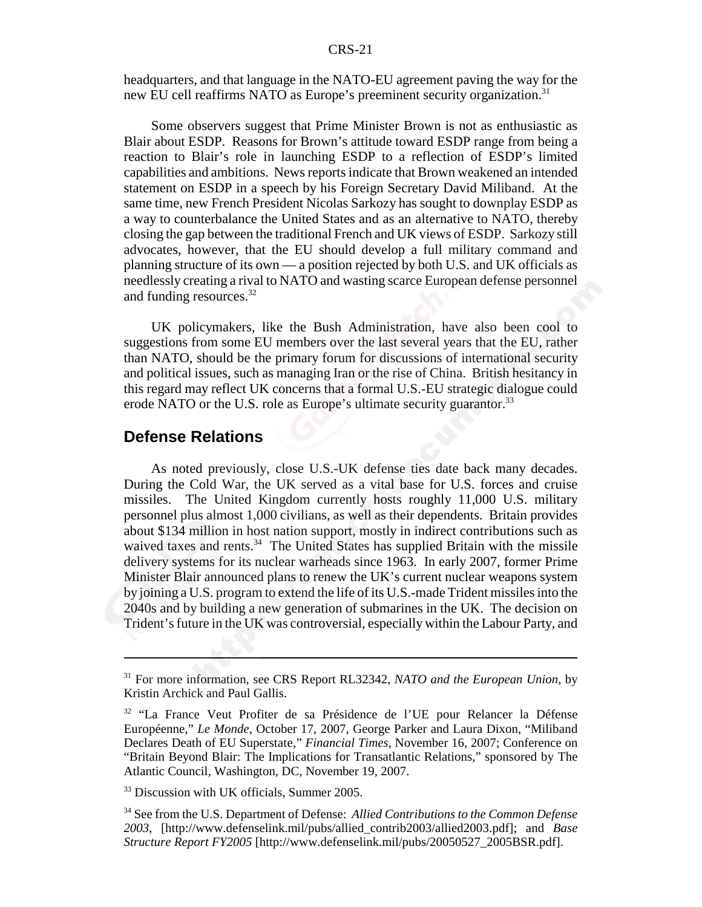headquarters, and that language in the NATO-EU agreement paving the way for the new EU cell reaffirms NATO as Europe's preeminent security organization.[31]

Some observers suggest that Prime Minister Brown is not as enthusiastic as Blair about ESDP. Reasons for Brown's attitude toward ESDP range from being a reaction to Blair's role in launching ESDP to a reflection of ESDP's limited capabilities and ambitions. News reports indicate that Brown weakened an intended statement on ESDP in a speech by his Foreign Secretary David Miliband. At the same time, new French President Nicolas Sarkozy has sought to downplay ESDP as a way to counterbalance the United States and as an alternative to NATO, thereby closing the gap between the traditional French and UK views of ESDP. Sarkozy still advocates, however, that the EU should develop a full military command and planning structure of its own — a position rejected by both U.S. and UK officials as needlessly creating a rival to NATO and wasting scarce European defense personnel and funding resources.[32]

UK policymakers, like the Bush Administration, have also been cool to suggestions from some EU members over the last several years that the EU, rather than NATO, should be the primary forum for discussions of international security and political issues, such as managing Iran or the rise of China. British hesitancy in this regard may reflect UK concerns that a formal U.S.-EU strategic dialogue could erode NATO or the U.S. role as Europe's ultimate security guarantor.[33]

## Defense Relations

As noted previously, close U.S.-UK defense ties date back many decades. During the Cold War, the UK served as a vital base for U.S. forces and cruise missiles. The United Kingdom currently hosts roughly 11,000 U.S. military personnel plus almost 1,000 civilians, as well as their dependents. Britain provides about $134 million in host nation support, mostly in indirect contributions such as waived taxes and rents.[34] The United States has supplied Britain with the missile delivery systems for its nuclear warheads since 1963. In early 2007, former Prime Minister Blair announced plans to renew the UK's current nuclear weapons system by joining a U.S. program to extend the life of its U.S.-made Trident missiles into the 2040s and by building a new generation of submarines in the UK. The decision on Trident's future in the UK was controversial, especially within the Labour Party, and

---

[31] For more information, see CRS Report RL32342, *NATO and the European Union*, by Kristin Archick and Paul Gallis.

[32] "La France Veut Profiter de sa Présidence de l'UE pour Relancer la Défense Européenne," *Le Monde*, October 17, 2007, George Parker and Laura Dixon, "Miliband Declares Death of EU Superstate," *Financial Times*, November 16, 2007; Conference on "Britain Beyond Blair: The Implications for Transatlantic Relations," sponsored by The Atlantic Council, Washington, DC, November 19, 2007.

[33] Discussion with UK officials, Summer 2005.

[34] See from the U.S. Department of Defense: *Allied Contributions to the Common Defense 2003*, [http://www.defenselink.mil/pubs/allied_contrib2003/allied2003.pdf]; and *Base Structure Report FY2005* [http://www.defenselink.mil/pubs/20050527_2005BSR.pdf].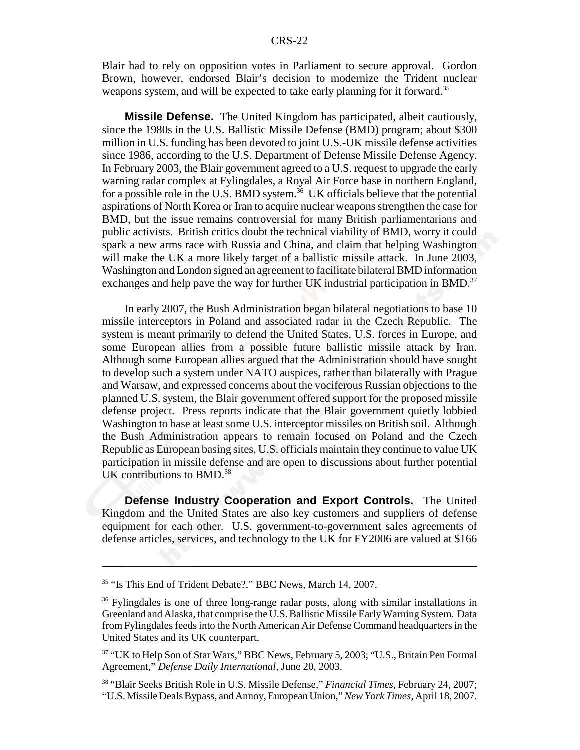Blair had to rely on opposition votes in Parliament to secure approval. Gordon Brown, however, endorsed Blair's decision to modernize the Trident nuclear weapons system, and will be expected to take early planning for it forward.[35]

**Missile Defense.** The United Kingdom has participated, albeit cautiously, since the 1980s in the U.S. Ballistic Missile Defense (BMD) program; about $300 million in U.S. funding has been devoted to joint U.S.-UK missile defense activities since 1986, according to the U.S. Department of Defense Missile Defense Agency. In February 2003, the Blair government agreed to a U.S. request to upgrade the early warning radar complex at Fylingdales, a Royal Air Force base in northern England, for a possible role in the U.S. BMD system.[36] UK officials believe that the potential aspirations of North Korea or Iran to acquire nuclear weapons strengthen the case for BMD, but the issue remains controversial for many British parliamentarians and public activists. British critics doubt the technical viability of BMD, worry it could spark a new arms race with Russia and China, and claim that helping Washington will make the UK a more likely target of a ballistic missile attack. In June 2003, Washington and London signed an agreement to facilitate bilateral BMD information exchanges and help pave the way for further UK industrial participation in BMD.[37]

In early 2007, the Bush Administration began bilateral negotiations to base 10 missile interceptors in Poland and associated radar in the Czech Republic. The system is meant primarily to defend the United States, U.S. forces in Europe, and some European allies from a possible future ballistic missile attack by Iran. Although some European allies argued that the Administration should have sought to develop such a system under NATO auspices, rather than bilaterally with Prague and Warsaw, and expressed concerns about the vociferous Russian objections to the planned U.S. system, the Blair government offered support for the proposed missile defense project. Press reports indicate that the Blair government quietly lobbied Washington to base at least some U.S. interceptor missiles on British soil. Although the Bush Administration appears to remain focused on Poland and the Czech Republic as European basing sites, U.S. officials maintain they continue to value UK participation in missile defense and are open to discussions about further potential UK contributions to BMD.[38]

**Defense Industry Cooperation and Export Controls.** The United Kingdom and the United States are also key customers and suppliers of defense equipment for each other. U.S. government-to-government sales agreements of defense articles, services, and technology to the UK for FY2006 are valued at $166

---

[35] "Is This End of Trident Debate?," BBC News, March 14, 2007.

[36] Fylingdales is one of three long-range radar posts, along with similar installations in Greenland and Alaska, that comprise the U.S. Ballistic Missile Early Warning System. Data from Fylingdales feeds into the North American Air Defense Command headquarters in the United States and its UK counterpart.

[37] "UK to Help Son of Star Wars," BBC News, February 5, 2003; "U.S., Britain Pen Formal Agreement," *Defense Daily International*, June 20, 2003.

[38] "Blair Seeks British Role in U.S. Missile Defense," *Financial Times*, February 24, 2007; "U.S. Missile Deals Bypass, and Annoy, European Union," *New York Times*, April 18, 2007.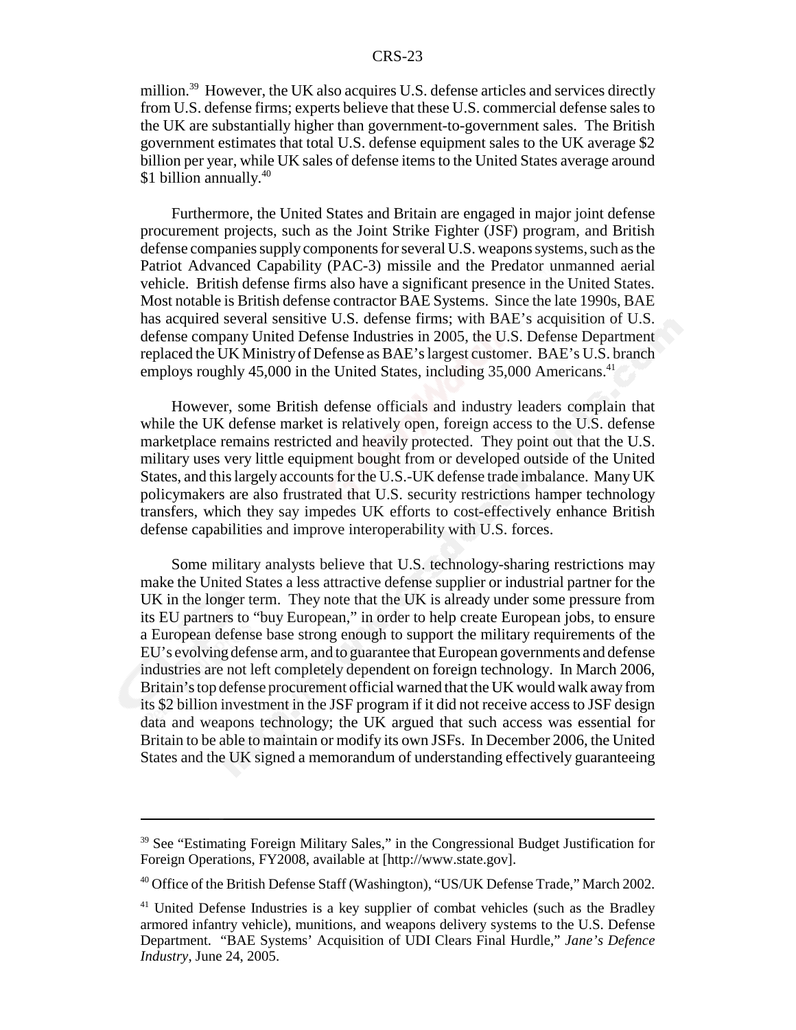million.[39] However, the UK also acquires U.S. defense articles and services directly from U.S. defense firms; experts believe that these U.S. commercial defense sales to the UK are substantially higher than government-to-government sales. The British government estimates that total U.S. defense equipment sales to the UK average $2 billion per year, while UK sales of defense items to the United States average around $1 billion annually.[40]

Furthermore, the United States and Britain are engaged in major joint defense procurement projects, such as the Joint Strike Fighter (JSF) program, and British defense companies supply components for several U.S. weapons systems, such as the Patriot Advanced Capability (PAC-3) missile and the Predator unmanned aerial vehicle. British defense firms also have a significant presence in the United States. Most notable is British defense contractor BAE Systems. Since the late 1990s, BAE has acquired several sensitive U.S. defense firms; with BAE's acquisition of U.S. defense company United Defense Industries in 2005, the U.S. Defense Department replaced the UK Ministry of Defense as BAE's largest customer. BAE's U.S. branch employs roughly 45,000 in the United States, including 35,000 Americans.[41]

However, some British defense officials and industry leaders complain that while the UK defense market is relatively open, foreign access to the U.S. defense marketplace remains restricted and heavily protected. They point out that the U.S. military uses very little equipment bought from or developed outside of the United States, and this largely accounts for the U.S.-UK defense trade imbalance. Many UK policymakers are also frustrated that U.S. security restrictions hamper technology transfers, which they say impedes UK efforts to cost-effectively enhance British defense capabilities and improve interoperability with U.S. forces.

Some military analysts believe that U.S. technology-sharing restrictions may make the United States a less attractive defense supplier or industrial partner for the UK in the longer term. They note that the UK is already under some pressure from its EU partners to "buy European," in order to help create European jobs, to ensure a European defense base strong enough to support the military requirements of the EU's evolving defense arm, and to guarantee that European governments and defense industries are not left completely dependent on foreign technology. In March 2006, Britain's top defense procurement official warned that the UK would walk away from its $2 billion investment in the JSF program if it did not receive access to JSF design data and weapons technology; the UK argued that such access was essential for Britain to be able to maintain or modify its own JSFs. In December 2006, the United States and the UK signed a memorandum of understanding effectively guaranteeing

---

[39] See "Estimating Foreign Military Sales," in the Congressional Budget Justification for Foreign Operations, FY2008, available at [http://www.state.gov].

[40] Office of the British Defense Staff (Washington), "US/UK Defense Trade," March 2002.

[41] United Defense Industries is a key supplier of combat vehicles (such as the Bradley armored infantry vehicle), munitions, and weapons delivery systems to the U.S. Defense Department. "BAE Systems' Acquisition of UDI Clears Final Hurdle," *Jane's Defence Industry*, June 24, 2005.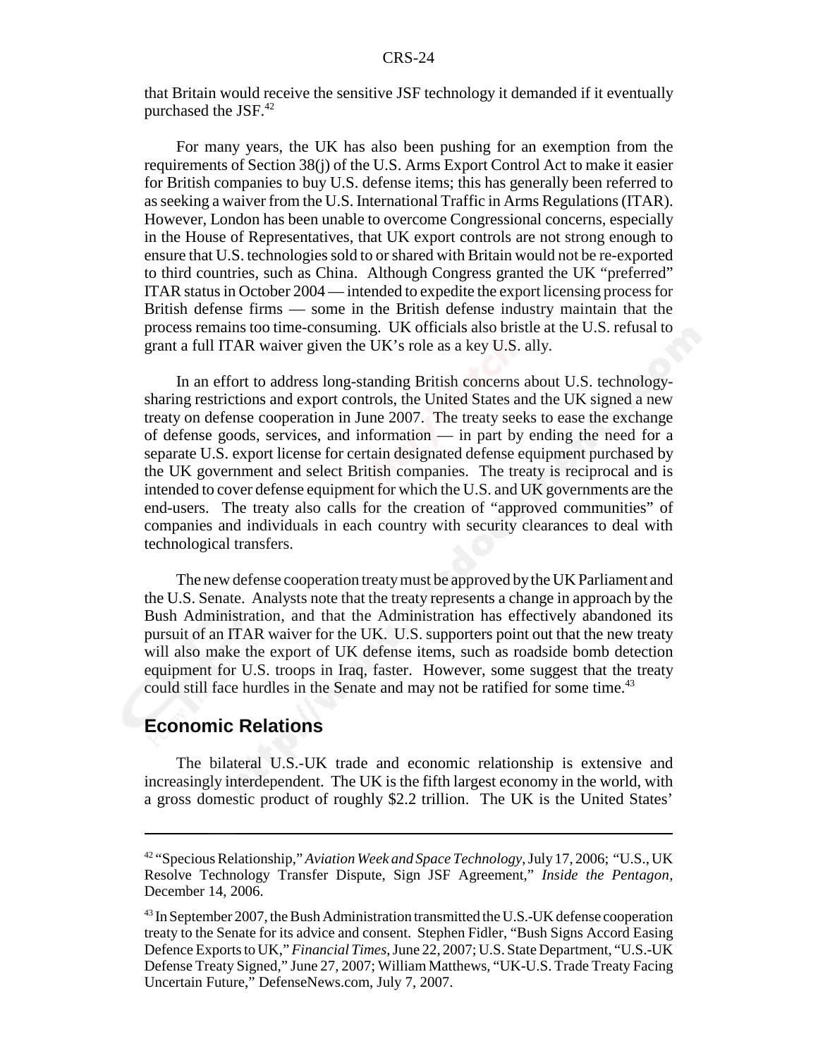that Britain would receive the sensitive JSF technology it demanded if it eventually purchased the JSF.[42]

For many years, the UK has also been pushing for an exemption from the requirements of Section 38(j) of the U.S. Arms Export Control Act to make it easier for British companies to buy U.S. defense items; this has generally been referred to as seeking a waiver from the U.S. International Traffic in Arms Regulations (ITAR). However, London has been unable to overcome Congressional concerns, especially in the House of Representatives, that UK export controls are not strong enough to ensure that U.S. technologies sold to or shared with Britain would not be re-exported to third countries, such as China. Although Congress granted the UK "preferred" ITAR status in October 2004 — intended to expedite the export licensing process for British defense firms — some in the British defense industry maintain that the process remains too time-consuming. UK officials also bristle at the U.S. refusal to grant a full ITAR waiver given the UK's role as a key U.S. ally.

In an effort to address long-standing British concerns about U.S. technology-sharing restrictions and export controls, the United States and the UK signed a new treaty on defense cooperation in June 2007. The treaty seeks to ease the exchange of defense goods, services, and information — in part by ending the need for a separate U.S. export license for certain designated defense equipment purchased by the UK government and select British companies. The treaty is reciprocal and is intended to cover defense equipment for which the U.S. and UK governments are the end-users. The treaty also calls for the creation of "approved communities" of companies and individuals in each country with security clearances to deal with technological transfers.

The new defense cooperation treaty must be approved by the UK Parliament and the U.S. Senate. Analysts note that the treaty represents a change in approach by the Bush Administration, and that the Administration has effectively abandoned its pursuit of an ITAR waiver for the UK. U.S. supporters point out that the new treaty will also make the export of UK defense items, such as roadside bomb detection equipment for U.S. troops in Iraq, faster. However, some suggest that the treaty could still face hurdles in the Senate and may not be ratified for some time.[43]

## Economic Relations

The bilateral U.S.-UK trade and economic relationship is extensive and increasingly interdependent. The UK is the fifth largest economy in the world, with a gross domestic product of roughly $2.2 trillion. The UK is the United States'

---

[42] "Specious Relationship," *Aviation Week and Space Technology*, July 17, 2006; "U.S., UK Resolve Technology Transfer Dispute, Sign JSF Agreement," *Inside the Pentagon*, December 14, 2006.

[43] In September 2007, the Bush Administration transmitted the U.S.-UK defense cooperation treaty to the Senate for its advice and consent. Stephen Fidler, "Bush Signs Accord Easing Defence Exports to UK," *Financial Times*, June 22, 2007; U.S. State Department, "U.S.-UK Defense Treaty Signed," June 27, 2007; William Matthews, "UK-U.S. Trade Treaty Facing Uncertain Future," DefenseNews.com, July 7, 2007.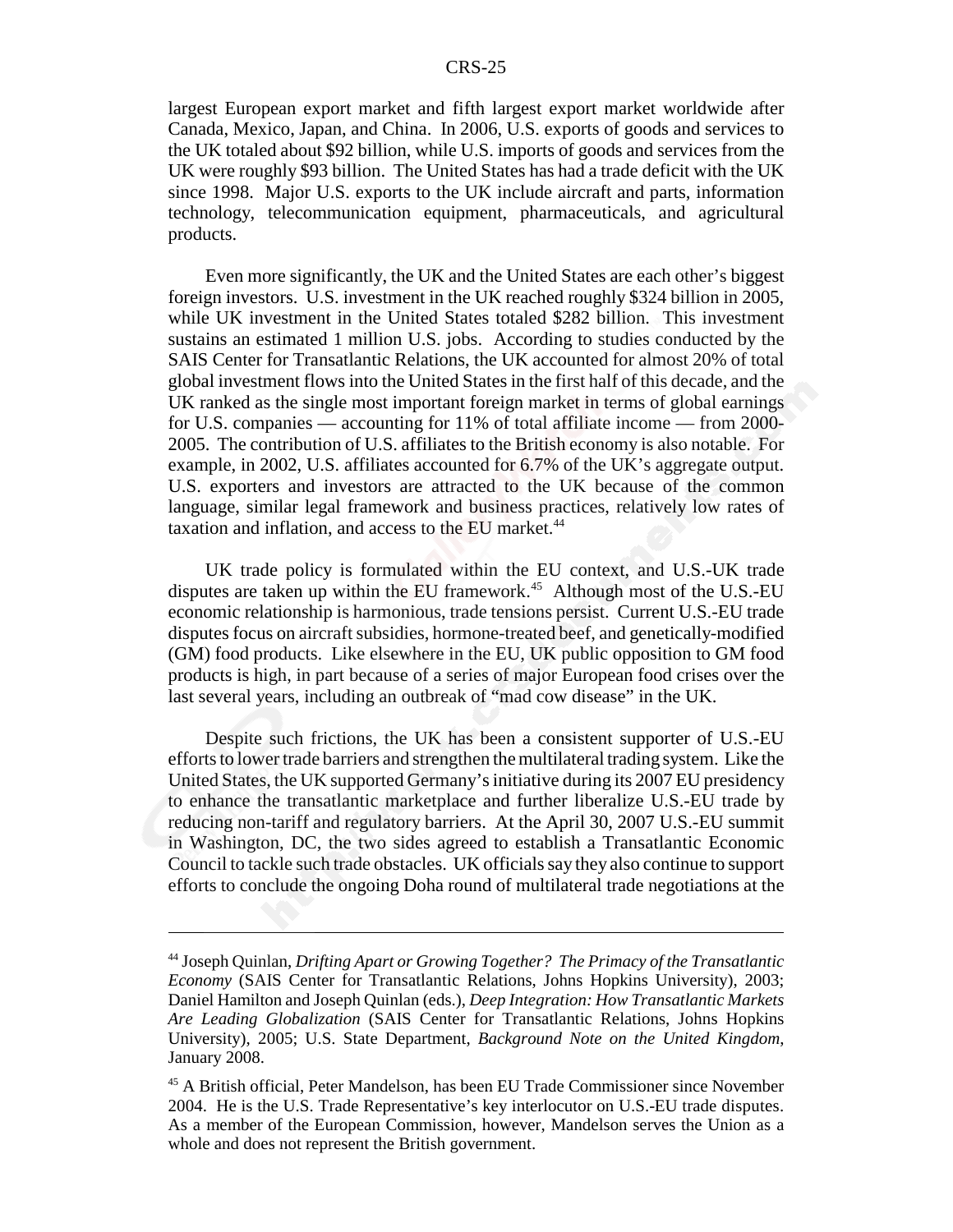largest European export market and fifth largest export market worldwide after Canada, Mexico, Japan, and China. In 2006, U.S. exports of goods and services to the UK totaled about $92 billion, while U.S. imports of goods and services from the UK were roughly $93 billion. The United States has had a trade deficit with the UK since 1998. Major U.S. exports to the UK include aircraft and parts, information technology, telecommunication equipment, pharmaceuticals, and agricultural products.

Even more significantly, the UK and the United States are each other's biggest foreign investors. U.S. investment in the UK reached roughly $324 billion in 2005, while UK investment in the United States totaled $282 billion. This investment sustains an estimated 1 million U.S. jobs. According to studies conducted by the SAIS Center for Transatlantic Relations, the UK accounted for almost 20% of total global investment flows into the United States in the first half of this decade, and the UK ranked as the single most important foreign market in terms of global earnings for U.S. companies — accounting for 11% of total affiliate income — from 2000-2005. The contribution of U.S. affiliates to the British economy is also notable. For example, in 2002, U.S. affiliates accounted for 6.7% of the UK's aggregate output. U.S. exporters and investors are attracted to the UK because of the common language, similar legal framework and business practices, relatively low rates of taxation and inflation, and access to the EU market.[44]

UK trade policy is formulated within the EU context, and U.S.-UK trade disputes are taken up within the EU framework.[45] Although most of the U.S.-EU economic relationship is harmonious, trade tensions persist. Current U.S.-EU trade disputes focus on aircraft subsidies, hormone-treated beef, and genetically-modified (GM) food products. Like elsewhere in the EU, UK public opposition to GM food products is high, in part because of a series of major European food crises over the last several years, including an outbreak of "mad cow disease" in the UK.

Despite such frictions, the UK has been a consistent supporter of U.S.-EU efforts to lower trade barriers and strengthen the multilateral trading system. Like the United States, the UK supported Germany's initiative during its 2007 EU presidency to enhance the transatlantic marketplace and further liberalize U.S.-EU trade by reducing non-tariff and regulatory barriers. At the April 30, 2007 U.S.-EU summit in Washington, DC, the two sides agreed to establish a Transatlantic Economic Council to tackle such trade obstacles. UK officials say they also continue to support efforts to conclude the ongoing Doha round of multilateral trade negotiations at the

---

[44] Joseph Quinlan, *Drifting Apart or Growing Together? The Primacy of the Transatlantic Economy* (SAIS Center for Transatlantic Relations, Johns Hopkins University), 2003; Daniel Hamilton and Joseph Quinlan (eds.), *Deep Integration: How Transatlantic Markets Are Leading Globalization* (SAIS Center for Transatlantic Relations, Johns Hopkins University), 2005; U.S. State Department, *Background Note on the United Kingdom*, January 2008.

[45] A British official, Peter Mandelson, has been EU Trade Commissioner since November 2004. He is the U.S. Trade Representative's key interlocutor on U.S.-EU trade disputes. As a member of the European Commission, however, Mandelson serves the Union as a whole and does not represent the British government.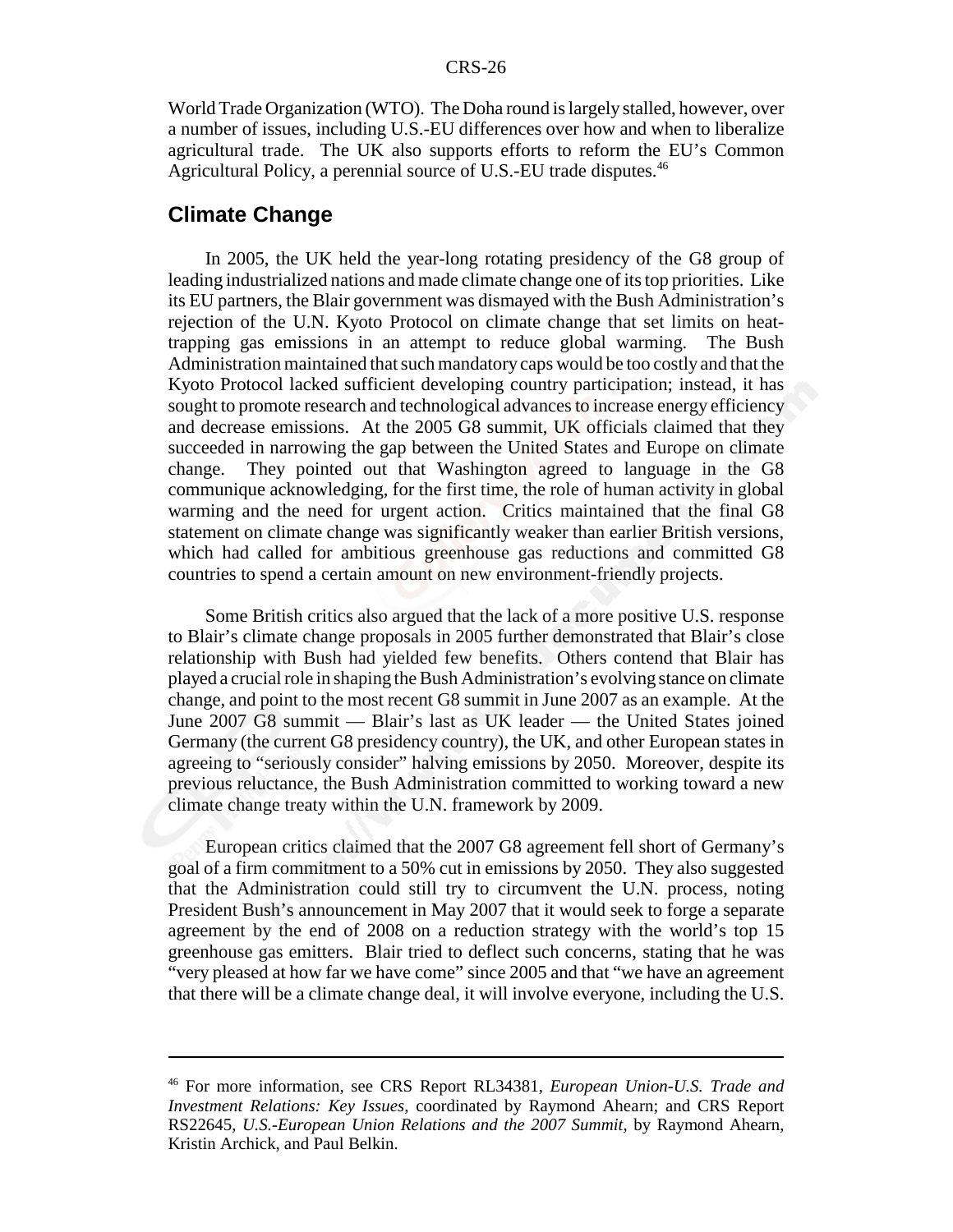World Trade Organization (WTO). The Doha round is largely stalled, however, over a number of issues, including U.S.-EU differences over how and when to liberalize agricultural trade. The UK also supports efforts to reform the EU's Common Agricultural Policy, a perennial source of U.S.-EU trade disputes.[46]

## Climate Change

In 2005, the UK held the year-long rotating presidency of the G8 group of leading industrialized nations and made climate change one of its top priorities. Like its EU partners, the Blair government was dismayed with the Bush Administration's rejection of the U.N. Kyoto Protocol on climate change that set limits on heat-trapping gas emissions in an attempt to reduce global warming. The Bush Administration maintained that such mandatory caps would be too costly and that the Kyoto Protocol lacked sufficient developing country participation; instead, it has sought to promote research and technological advances to increase energy efficiency and decrease emissions. At the 2005 G8 summit, UK officials claimed that they succeeded in narrowing the gap between the United States and Europe on climate change. They pointed out that Washington agreed to language in the G8 communique acknowledging, for the first time, the role of human activity in global warming and the need for urgent action. Critics maintained that the final G8 statement on climate change was significantly weaker than earlier British versions, which had called for ambitious greenhouse gas reductions and committed G8 countries to spend a certain amount on new environment-friendly projects.

Some British critics also argued that the lack of a more positive U.S. response to Blair's climate change proposals in 2005 further demonstrated that Blair's close relationship with Bush had yielded few benefits. Others contend that Blair has played a crucial role in shaping the Bush Administration's evolving stance on climate change, and point to the most recent G8 summit in June 2007 as an example. At the June 2007 G8 summit — Blair's last as UK leader — the United States joined Germany (the current G8 presidency country), the UK, and other European states in agreeing to "seriously consider" halving emissions by 2050. Moreover, despite its previous reluctance, the Bush Administration committed to working toward a new climate change treaty within the U.N. framework by 2009.

European critics claimed that the 2007 G8 agreement fell short of Germany's goal of a firm commitment to a 50% cut in emissions by 2050. They also suggested that the Administration could still try to circumvent the U.N. process, noting President Bush's announcement in May 2007 that it would seek to forge a separate agreement by the end of 2008 on a reduction strategy with the world's top 15 greenhouse gas emitters. Blair tried to deflect such concerns, stating that he was "very pleased at how far we have come" since 2005 and that "we have an agreement that there will be a climate change deal, it will involve everyone, including the U.S.

---

[46] For more information, see CRS Report RL34381, *European Union-U.S. Trade and Investment Relations: Key Issues*, coordinated by Raymond Ahearn; and CRS Report RS22645, *U.S.-European Union Relations and the 2007 Summit*, by Raymond Ahearn, Kristin Archick, and Paul Belkin.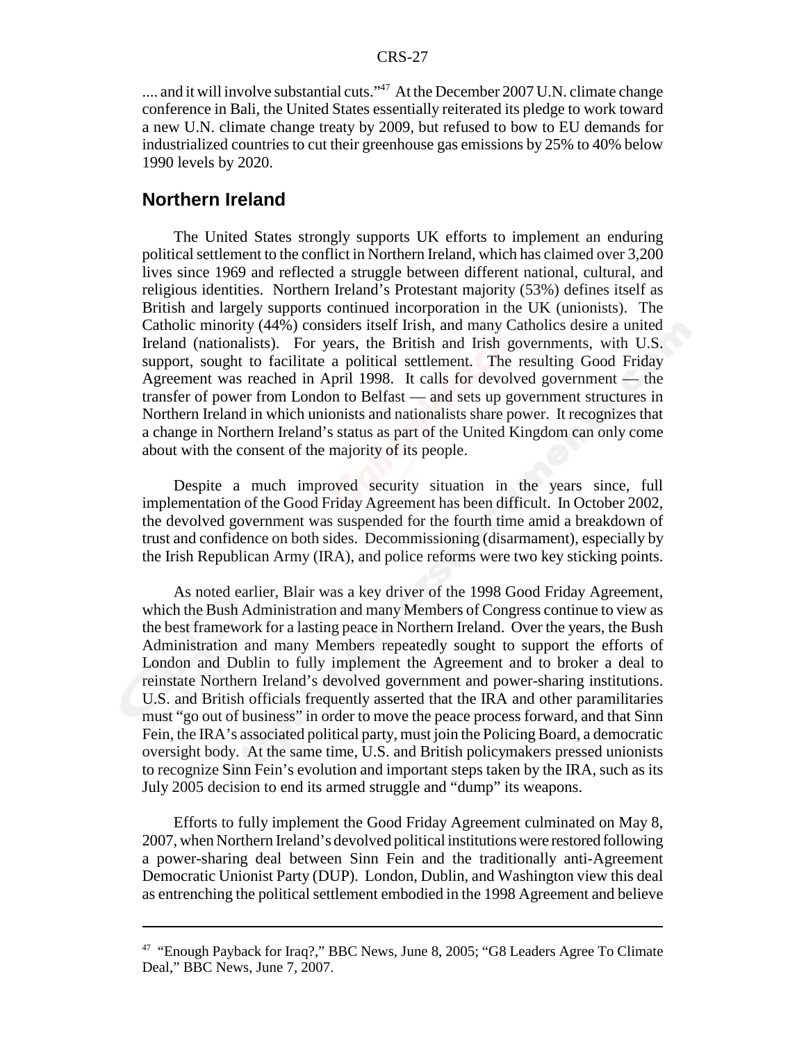.... and it will involve substantial cuts."[47] At the December 2007 U.N. climate change conference in Bali, the United States essentially reiterated its pledge to work toward a new U.N. climate change treaty by 2009, but refused to bow to EU demands for industrialized countries to cut their greenhouse gas emissions by 25% to 40% below 1990 levels by 2020.

## Northern Ireland

The United States strongly supports UK efforts to implement an enduring political settlement to the conflict in Northern Ireland, which has claimed over 3,200 lives since 1969 and reflected a struggle between different national, cultural, and religious identities. Northern Ireland's Protestant majority (53%) defines itself as British and largely supports continued incorporation in the UK (unionists). The Catholic minority (44%) considers itself Irish, and many Catholics desire a united Ireland (nationalists). For years, the British and Irish governments, with U.S. support, sought to facilitate a political settlement. The resulting Good Friday Agreement was reached in April 1998. It calls for devolved government — the transfer of power from London to Belfast — and sets up government structures in Northern Ireland in which unionists and nationalists share power. It recognizes that a change in Northern Ireland's status as part of the United Kingdom can only come about with the consent of the majority of its people.

Despite a much improved security situation in the years since, full implementation of the Good Friday Agreement has been difficult. In October 2002, the devolved government was suspended for the fourth time amid a breakdown of trust and confidence on both sides. Decommissioning (disarmament), especially by the Irish Republican Army (IRA), and police reforms were two key sticking points.

As noted earlier, Blair was a key driver of the 1998 Good Friday Agreement, which the Bush Administration and many Members of Congress continue to view as the best framework for a lasting peace in Northern Ireland. Over the years, the Bush Administration and many Members repeatedly sought to support the efforts of London and Dublin to fully implement the Agreement and to broker a deal to reinstate Northern Ireland's devolved government and power-sharing institutions. U.S. and British officials frequently asserted that the IRA and other paramilitaries must "go out of business" in order to move the peace process forward, and that Sinn Fein, the IRA's associated political party, must join the Policing Board, a democratic oversight body. At the same time, U.S. and British policymakers pressed unionists to recognize Sinn Fein's evolution and important steps taken by the IRA, such as its July 2005 decision to end its armed struggle and "dump" its weapons.

Efforts to fully implement the Good Friday Agreement culminated on May 8, 2007, when Northern Ireland's devolved political institutions were restored following a power-sharing deal between Sinn Fein and the traditionally anti-Agreement Democratic Unionist Party (DUP). London, Dublin, and Washington view this deal as entrenching the political settlement embodied in the 1998 Agreement and believe

---

[47] "Enough Payback for Iraq?," BBC News, June 8, 2005; "G8 Leaders Agree To Climate Deal," BBC News, June 7, 2007.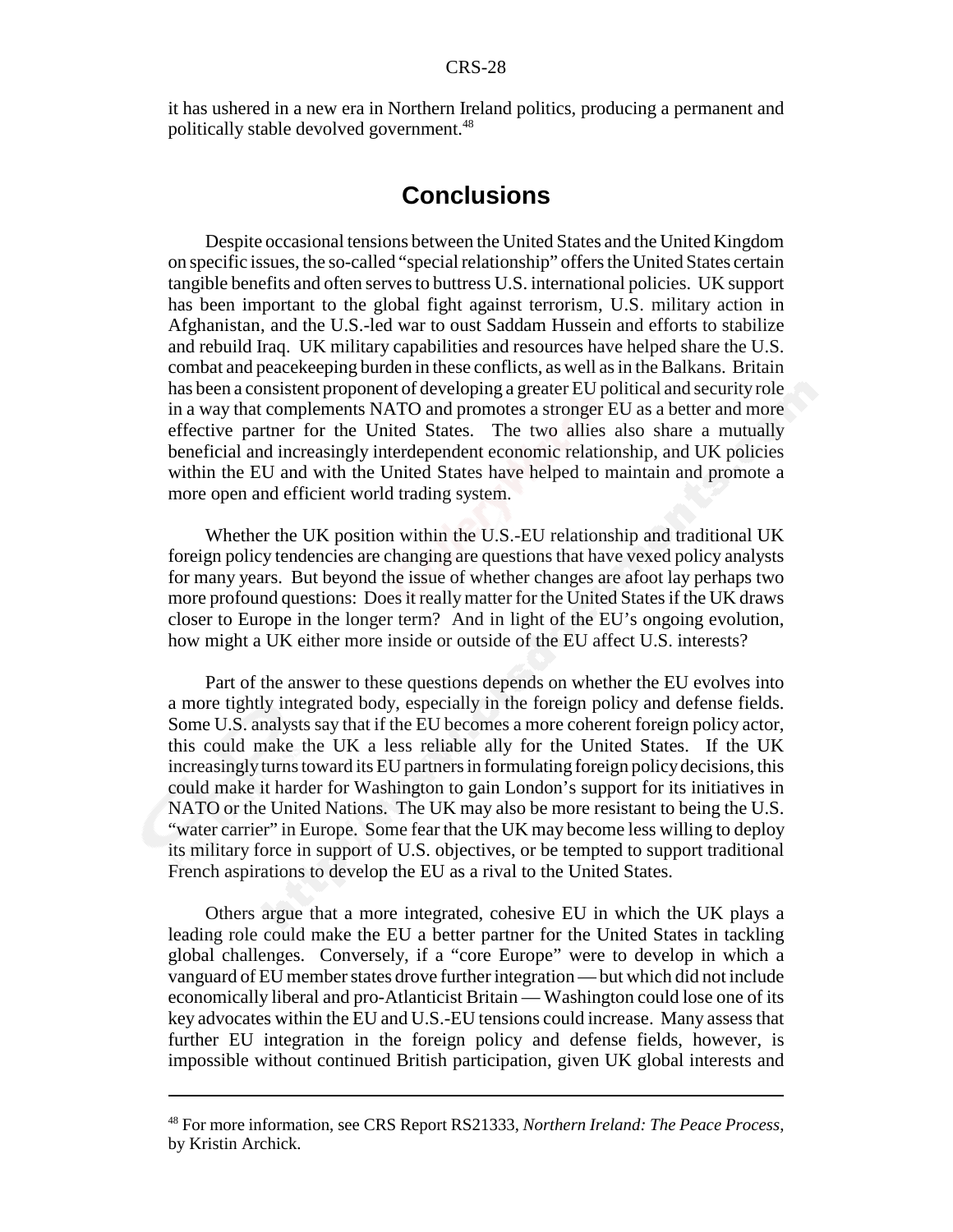it has ushered in a new era in Northern Ireland politics, producing a permanent and politically stable devolved government.[48]

## Conclusions

Despite occasional tensions between the United States and the United Kingdom on specific issues, the so-called "special relationship" offers the United States certain tangible benefits and often serves to buttress U.S. international policies. UK support has been important to the global fight against terrorism, U.S. military action in Afghanistan, and the U.S.-led war to oust Saddam Hussein and efforts to stabilize and rebuild Iraq. UK military capabilities and resources have helped share the U.S. combat and peacekeeping burden in these conflicts, as well as in the Balkans. Britain has been a consistent proponent of developing a greater EU political and security role in a way that complements NATO and promotes a stronger EU as a better and more effective partner for the United States. The two allies also share a mutually beneficial and increasingly interdependent economic relationship, and UK policies within the EU and with the United States have helped to maintain and promote a more open and efficient world trading system.

Whether the UK position within the U.S.-EU relationship and traditional UK foreign policy tendencies are changing are questions that have vexed policy analysts for many years. But beyond the issue of whether changes are afoot lay perhaps two more profound questions: Does it really matter for the United States if the UK draws closer to Europe in the longer term? And in light of the EU's ongoing evolution, how might a UK either more inside or outside of the EU affect U.S. interests?

Part of the answer to these questions depends on whether the EU evolves into a more tightly integrated body, especially in the foreign policy and defense fields. Some U.S. analysts say that if the EU becomes a more coherent foreign policy actor, this could make the UK a less reliable ally for the United States. If the UK increasingly turns toward its EU partners in formulating foreign policy decisions, this could make it harder for Washington to gain London's support for its initiatives in NATO or the United Nations. The UK may also be more resistant to being the U.S. "water carrier" in Europe. Some fear that the UK may become less willing to deploy its military force in support of U.S. objectives, or be tempted to support traditional French aspirations to develop the EU as a rival to the United States.

Others argue that a more integrated, cohesive EU in which the UK plays a leading role could make the EU a better partner for the United States in tackling global challenges. Conversely, if a "core Europe" were to develop in which a vanguard of EU member states drove further integration — but which did not include economically liberal and pro-Atlanticist Britain — Washington could lose one of its key advocates within the EU and U.S.-EU tensions could increase. Many assess that further EU integration in the foreign policy and defense fields, however, is impossible without continued British participation, given UK global interests and

---

[48] For more information, see CRS Report RS21333, *Northern Ireland: The Peace Process*, by Kristin Archick.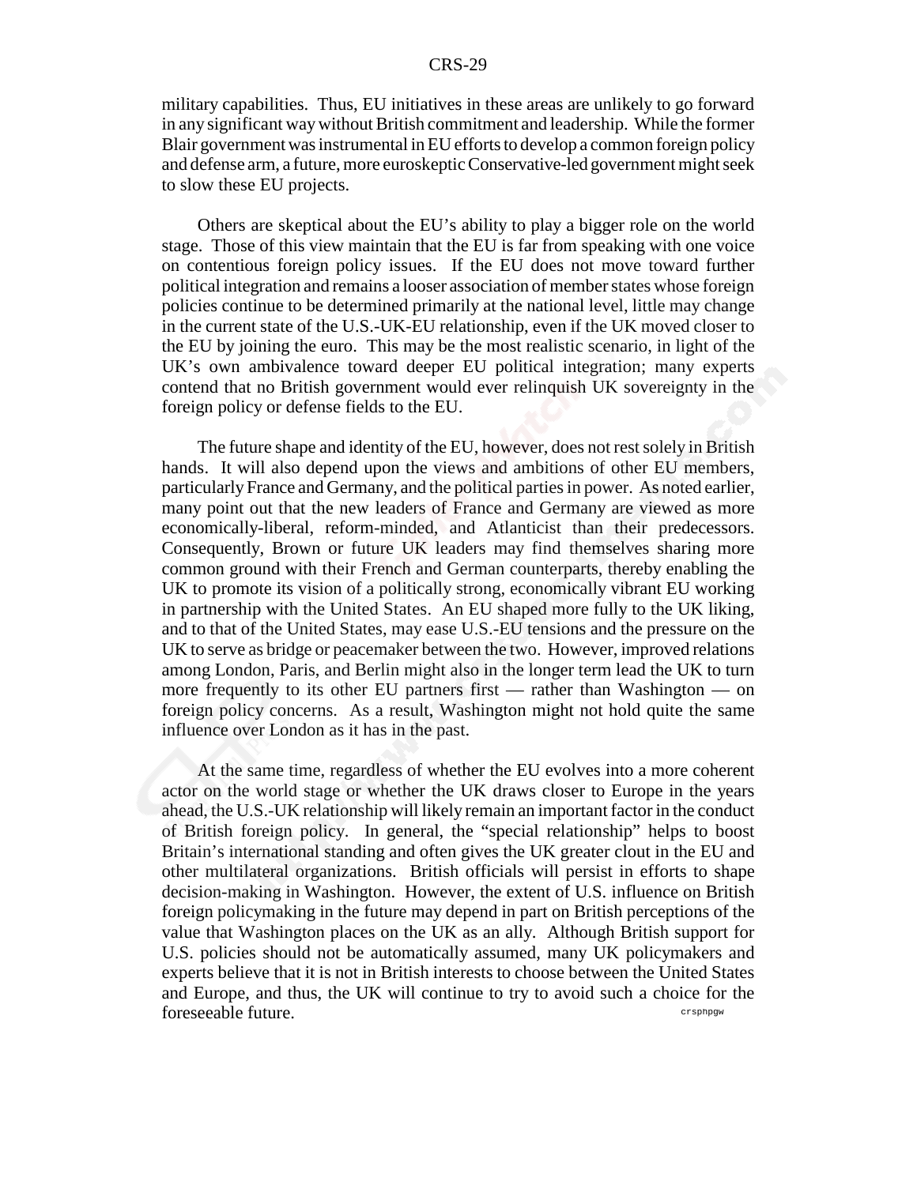military capabilities. Thus, EU initiatives in these areas are unlikely to go forward in any significant way without British commitment and leadership. While the former Blair government was instrumental in EU efforts to develop a common foreign policy and defense arm, a future, more euroskeptic Conservative-led government might seek to slow these EU projects.

Others are skeptical about the EU's ability to play a bigger role on the world stage. Those of this view maintain that the EU is far from speaking with one voice on contentious foreign policy issues. If the EU does not move toward further political integration and remains a looser association of member states whose foreign policies continue to be determined primarily at the national level, little may change in the current state of the U.S.-UK-EU relationship, even if the UK moved closer to the EU by joining the euro. This may be the most realistic scenario, in light of the UK's own ambivalence toward deeper EU political integration; many experts contend that no British government would ever relinquish UK sovereignty in the foreign policy or defense fields to the EU.

The future shape and identity of the EU, however, does not rest solely in British hands. It will also depend upon the views and ambitions of other EU members, particularly France and Germany, and the political parties in power. As noted earlier, many point out that the new leaders of France and Germany are viewed as more economically-liberal, reform-minded, and Atlanticist than their predecessors. Consequently, Brown or future UK leaders may find themselves sharing more common ground with their French and German counterparts, thereby enabling the UK to promote its vision of a politically strong, economically vibrant EU working in partnership with the United States. An EU shaped more fully to the UK liking, and to that of the United States, may ease U.S.-EU tensions and the pressure on the UK to serve as bridge or peacemaker between the two. However, improved relations among London, Paris, and Berlin might also in the longer term lead the UK to turn more frequently to its other EU partners first — rather than Washington — on foreign policy concerns. As a result, Washington might not hold quite the same influence over London as it has in the past.

At the same time, regardless of whether the EU evolves into a more coherent actor on the world stage or whether the UK draws closer to Europe in the years ahead, the U.S.-UK relationship will likely remain an important factor in the conduct of British foreign policy. In general, the "special relationship" helps to boost Britain's international standing and often gives the UK greater clout in the EU and other multilateral organizations. British officials will persist in efforts to shape decision-making in Washington. However, the extent of U.S. influence on British foreign policymaking in the future may depend in part on British perceptions of the value that Washington places on the UK as an ally. Although British support for U.S. policies should not be automatically assumed, many UK policymakers and experts believe that it is not in British interests to choose between the United States and Europe, and thus, the UK will continue to try to avoid such a choice for the foreseeable future.

crsphpgw